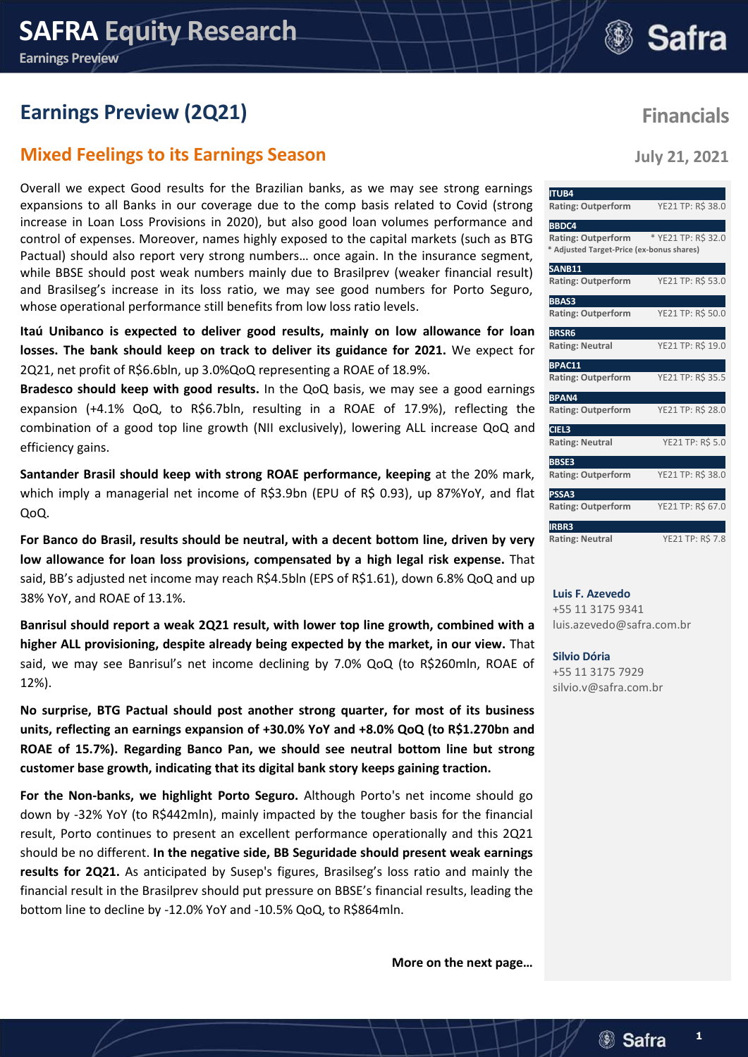# SAFRA Equity Research

Earnings Preview

## Earnings Preview (2Q21)

**Financials**

## Mixed Feelings to its Earnings Season

**July 21, 2021**

Overall we expect Good results for the Brazilian banks, as we may see strong earnings expansions to all Banks in our coverage due to the comp basis related to Covid (strong increase in Loan Loss Provisions in 2020), but also good loan volumes performance and control of expenses. Moreover, names highly exposed to the capital markets (such as BTG Pactual) should also report very strong numbers… once again. In the insurance segment, while BBSE should post weak numbers mainly due to Brasilprev (weaker financial result) and Brasilseg's increase in its loss ratio, we may see good numbers for Porto Seguro, whose operational performance still benefits from low loss ratio levels.

**Itaú Unibanco is expected to deliver good results, mainly on low allowance for loan losses. The bank should keep on track to deliver its guidance for 2021.** We expect for 2Q21, net profit of R$6.6bln, up 3.0%QoQ representing a ROAE of 18.9%.

**Bradesco should keep with good results.** In the QoQ basis, we may see a good earnings expansion (+4.1% QoQ, to R$6.7bln, resulting in a ROAE of 17.9%), reflecting the combination of a good top line growth (NII exclusively), lowering ALL increase QoQ and efficiency gains.

**Santander Brasil should keep with strong ROAE performance, keeping** at the 20% mark, which imply a managerial net income of R$3.9bn (EPU of R$ 0.93), up 87%YoY, and flat QoQ.

**For Banco do Brasil, results should be neutral, with a decent bottom line, driven by very low allowance for loan loss provisions, compensated by a high legal risk expense.** That said, BB's adjusted net income may reach R$4.5bln (EPS of R$1.61), down 6.8% QoQ and up 38% YoY, and ROAE of 13.1%.

**Banrisul should report a weak 2Q21 result, with lower top line growth, combined with a higher ALL provisioning, despite already being expected by the market, in our view.** That said, we may see Banrisul's net income declining by 7.0% QoQ (to R$260mln, ROAE of 12%).

**No surprise, BTG Pactual should post another strong quarter, for most of its business units, reflecting an earnings expansion of +30.0% YoY and +8.0% QoQ (to R$1.270bn and ROAE of 15.7%). Regarding Banco Pan, we should see neutral bottom line but strong customer base growth, indicating that its digital bank story keeps gaining traction.**

**For the Non-banks, we highlight Porto Seguro.** Although Porto's net income should go down by -32% YoY (to R$442mln), mainly impacted by the tougher basis for the financial result, Porto continues to present an excellent performance operationally and this 2Q21 should be no different. **In the negative side, BB Seguridade should present weak earnings results for 2Q21.** As anticipated by Susep's figures, Brasilseg's loss ratio and mainly the financial result in the Brasilprev should put pressure on BBSE's financial results, leading the bottom line to decline by -12.0% YoY and -10.5% QoQ, to R$864mln.

**More on the next page…**

| Ticker | Rating | Target Price |
|---|---|---|
| ITUB4 | Rating: Outperform | YE21 TP: R$ 38.0 |
| BBDC4 | Rating: Outperform | * YE21 TP: R$ 32.0 |
| SANB11 | Rating: Outperform | YE21 TP: R$ 53.0 |
| BBAS3 | Rating: Outperform | YE21 TP: R$ 50.0 |
| BRSR6 | Rating: Neutral | YE21 TP: R$ 19.0 |
| BPAC11 | Rating: Outperform | YE21 TP: R$ 35.5 |
| BPAN4 | Rating: Outperform | YE21 TP: R$ 28.0 |
| CIEL3 | Rating: Neutral | YE21 TP: R$ 5.0 |
| BBSE3 | Rating: Outperform | YE21 TP: R$ 38.0 |
| PSSA3 | Rating: Outperform | YE21 TP: R$ 67.0 |
| IRBR3 | Rating: Neutral | YE21 TP: R$ 7.8 |

\* Adjusted Target-Price (ex-bonus shares)

**Luis F. Azevedo**
+55 11 3175 9341
luis.azevedo@safra.com.br

**Silvio Dória**
+55 11 3175 7929
silvio.v@safra.com.br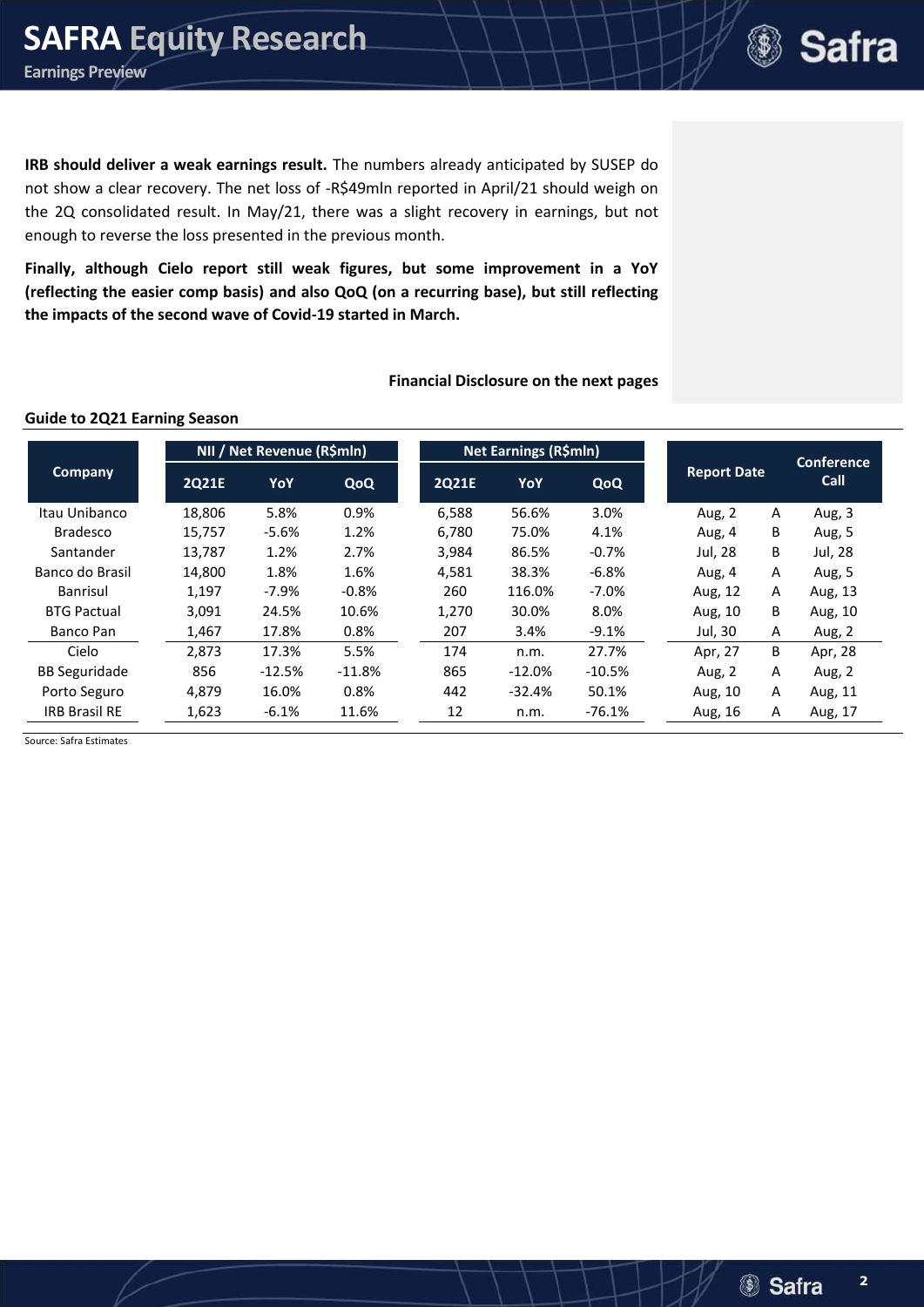**IRB should deliver a weak earnings result.** The numbers already anticipated by SUSEP do not show a clear recovery. The net loss of -R$49mln reported in April/21 should weigh on the 2Q consolidated result. In May/21, there was a slight recovery in earnings, but not enough to reverse the loss presented in the previous month.

**Finally, although Cielo report still weak figures, but some improvement in a YoY (reflecting the easier comp basis) and also QoQ (on a recurring base), but still reflecting the impacts of the second wave of Covid-19 started in March.**

**Financial Disclosure on the next pages**

**Guide to 2Q21 Earning Season**

| Company | NII / Net Revenue (R$mln) | | | Net Earnings (R$mln) | | | Report Date | | Conference Call |
|---|---|---|---|---|---|---|---|---|---|
| | 2Q21E | YoY | QoQ | 2Q21E | YoY | QoQ | | | |
| Itau Unibanco | 18,806 | 5.8% | 0.9% | 6,588 | 56.6% | 3.0% | Aug, 2 | A | Aug, 3 |
| Bradesco | 15,757 | -5.6% | 1.2% | 6,780 | 75.0% | 4.1% | Aug, 4 | B | Aug, 5 |
| Santander | 13,787 | 1.2% | 2.7% | 3,984 | 86.5% | -0.7% | Jul, 28 | B | Jul, 28 |
| Banco do Brasil | 14,800 | 1.8% | 1.6% | 4,581 | 38.3% | -6.8% | Aug, 4 | A | Aug, 5 |
| Banrisul | 1,197 | -7.9% | -0.8% | 260 | 116.0% | -7.0% | Aug, 12 | A | Aug, 13 |
| BTG Pactual | 3,091 | 24.5% | 10.6% | 1,270 | 30.0% | 8.0% | Aug, 10 | B | Aug, 10 |
| Banco Pan | 1,467 | 17.8% | 0.8% | 207 | 3.4% | -9.1% | Jul, 30 | A | Aug, 2 |
| Cielo | 2,873 | 17.3% | 5.5% | 174 | n.m. | 27.7% | Apr, 27 | B | Apr, 28 |
| BB Seguridade | 856 | -12.5% | -11.8% | 865 | -12.0% | -10.5% | Aug, 2 | A | Aug, 2 |
| Porto Seguro | 4,879 | 16.0% | 0.8% | 442 | -32.4% | 50.1% | Aug, 10 | A | Aug, 11 |
| IRB Brasil RE | 1,623 | -6.1% | 11.6% | 12 | n.m. | -76.1% | Aug, 16 | A | Aug, 17 |

Source: Safra Estimates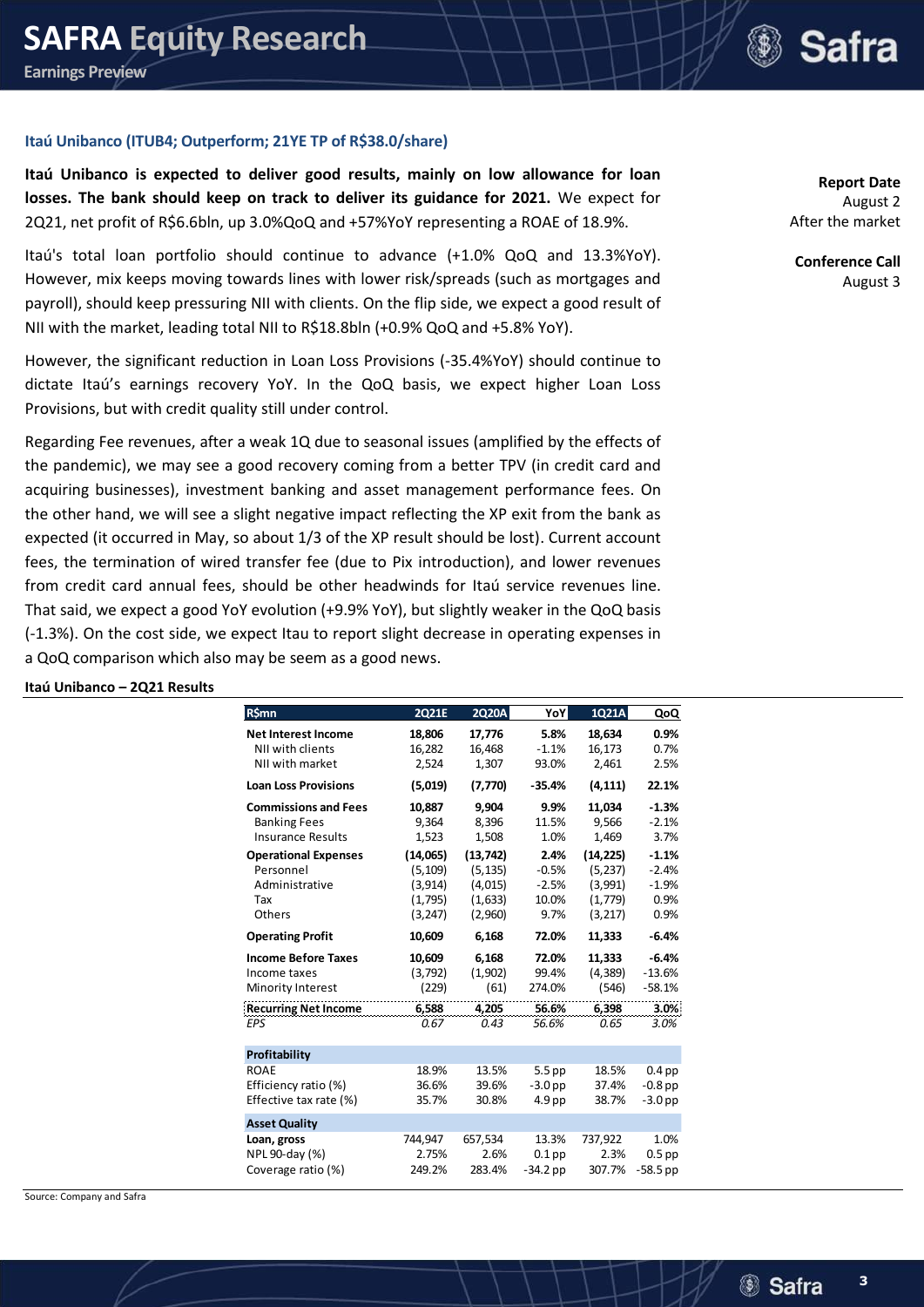### Itaú Unibanco (ITUB4; Outperform; 21YE TP of R$38.0/share)

**Report Date**
August 2
After the market

**Conference Call**
August 3

**Itaú Unibanco is expected to deliver good results, mainly on low allowance for loan losses. The bank should keep on track to deliver its guidance for 2021.** We expect for 2Q21, net profit of R$6.6bln, up 3.0%QoQ and +57%YoY representing a ROAE of 18.9%.

Itaú's total loan portfolio should continue to advance (+1.0% QoQ and 13.3%YoY). However, mix keeps moving towards lines with lower risk/spreads (such as mortgages and payroll), should keep pressuring NII with clients. On the flip side, we expect a good result of NII with the market, leading total NII to R$18.8bln (+0.9% QoQ and +5.8% YoY).

However, the significant reduction in Loan Loss Provisions (-35.4%YoY) should continue to dictate Itaú's earnings recovery YoY. In the QoQ basis, we expect higher Loan Loss Provisions, but with credit quality still under control.

Regarding Fee revenues, after a weak 1Q due to seasonal issues (amplified by the effects of the pandemic), we may see a good recovery coming from a better TPV (in credit card and acquiring businesses), investment banking and asset management performance fees. On the other hand, we will see a slight negative impact reflecting the XP exit from the bank as expected (it occurred in May, so about 1/3 of the XP result should be lost). Current account fees, the termination of wired transfer fee (due to Pix introduction), and lower revenues from credit card annual fees, should be other headwinds for Itaú service revenues line. That said, we expect a good YoY evolution (+9.9% YoY), but slightly weaker in the QoQ basis (-1.3%). On the cost side, we expect Itau to report slight decrease in operating expenses in a QoQ comparison which also may be seem as a good news.

**Itaú Unibanco – 2Q21 Results**

| R$mn | 2Q21E | 2Q20A | YoY | 1Q21A | QoQ |
|---|---|---|---|---|---|
| **Net Interest Income** | **18,806** | **17,776** | **5.8%** | **18,634** | **0.9%** |
| NII with clients | 16,282 | 16,468 | -1.1% | 16,173 | 0.7% |
| NII with market | 2,524 | 1,307 | 93.0% | 2,461 | 2.5% |
| **Loan Loss Provisions** | **(5,019)** | **(7,770)** | **-35.4%** | **(4,111)** | **22.1%** |
| **Commissions and Fees** | **10,887** | **9,904** | **9.9%** | **11,034** | **-1.3%** |
| Banking Fees | 9,364 | 8,396 | 11.5% | 9,566 | -2.1% |
| Insurance Results | 1,523 | 1,508 | 1.0% | 1,469 | 3.7% |
| **Operational Expenses** | **(14,065)** | **(13,742)** | **2.4%** | **(14,225)** | **-1.1%** |
| Personnel | (5,109) | (5,135) | -0.5% | (5,237) | -2.4% |
| Administrative | (3,914) | (4,015) | -2.5% | (3,991) | -1.9% |
| Tax | (1,795) | (1,633) | 10.0% | (1,779) | 0.9% |
| Others | (3,247) | (2,960) | 9.7% | (3,217) | 0.9% |
| **Operating Profit** | **10,609** | **6,168** | **72.0%** | **11,333** | **-6.4%** |
| **Income Before Taxes** | **10,609** | **6,168** | **72.0%** | **11,333** | **-6.4%** |
| Income taxes | (3,792) | (1,902) | 99.4% | (4,389) | -13.6% |
| Minority Interest | (229) | (61) | 274.0% | (546) | -58.1% |
| **Recurring Net Income** | **6,588** | **4,205** | **56.6%** | **6,398** | **3.0%** |
| *EPS* | *0.67* | *0.43* | *56.6%* | *0.65* | *3.0%* |
| **Profitability** | | | | | |
| ROAE | 18.9% | 13.5% | 5.5 pp | 18.5% | 0.4 pp |
| Efficiency ratio (%) | 36.6% | 39.6% | -3.0 pp | 37.4% | -0.8 pp |
| Effective tax rate (%) | 35.7% | 30.8% | 4.9 pp | 38.7% | -3.0 pp |
| **Asset Quality** | | | | | |
| **Loan, gross** | 744,947 | 657,534 | 13.3% | 737,922 | 1.0% |
| NPL 90-day (%) | 2.75% | 2.6% | 0.1 pp | 2.3% | 0.5 pp |
| Coverage ratio (%) | 249.2% | 283.4% | -34.2 pp | 307.7% | -58.5 pp |

Source: Company and Safra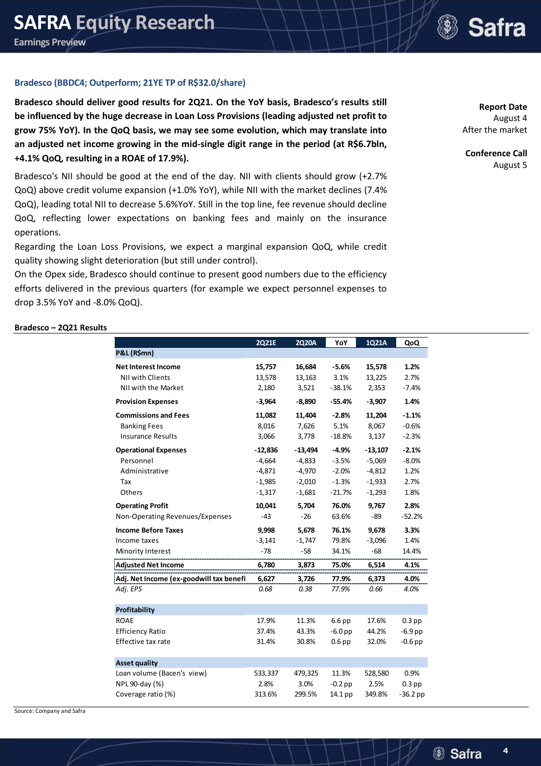**Bradesco (BBDC4; Outperform; 21YE TP of R$32.0/share)**

**Bradesco should deliver good results for 2Q21. On the YoY basis, Bradesco's results still be influenced by the huge decrease in Loan Loss Provisions (leading adjusted net profit to grow 75% YoY). In the QoQ basis, we may see some evolution, which may translate into an adjusted net income growing in the mid-single digit range in the period (at R$6.7bln, +4.1% QoQ, resulting in a ROAE of 17.9%).**

**Report Date**
August 4
After the market

**Conference Call**
August 5

Bradesco's NII should be good at the end of the day. NII with clients should grow (+2.7% QoQ) above credit volume expansion (+1.0% YoY), while NII with the market declines (7.4% QoQ), leading total NII to decrease 5.6%YoY. Still in the top line, fee revenue should decline QoQ, reflecting lower expectations on banking fees and mainly on the insurance operations.

Regarding the Loan Loss Provisions, we expect a marginal expansion QoQ, while credit quality showing slight deterioration (but still under control).

On the Opex side, Bradesco should continue to present good numbers due to the efficiency efforts delivered in the previous quarters (for example we expect personnel expenses to drop 3.5% YoY and -8.0% QoQ).

**Bradesco – 2Q21 Results**

| | 2Q21E | 2Q20A | YoY | 1Q21A | QoQ |
|---|---|---|---|---|---|
| **P&L (R$mn)** | | | | | |
| **Net Interest Income** | **15,757** | **16,684** | **-5.6%** | **15,578** | **1.2%** |
| NII with Clients | 13,578 | 13,163 | 3.1% | 13,225 | 2.7% |
| NII with the Market | 2,180 | 3,521 | -38.1% | 2,353 | -7.4% |
| **Provision Expenses** | **-3,964** | **-8,890** | **-55.4%** | **-3,907** | **1.4%** |
| **Commissions and Fees** | **11,082** | **11,404** | **-2.8%** | **11,204** | **-1.1%** |
| Banking Fees | 8,016 | 7,626 | 5.1% | 8,067 | -0.6% |
| Insurance Results | 3,066 | 3,778 | -18.8% | 3,137 | -2.3% |
| **Operational Expenses** | **-12,836** | **-13,494** | **-4.9%** | **-13,107** | **-2.1%** |
| Personnel | -4,664 | -4,833 | -3.5% | -5,069 | -8.0% |
| Administrative | -4,871 | -4,970 | -2.0% | -4,812 | 1.2% |
| Tax | -1,985 | -2,010 | -1.3% | -1,933 | 2.7% |
| Others | -1,317 | -1,681 | -21.7% | -1,293 | 1.8% |
| **Operating Profit** | **10,041** | **5,704** | **76.0%** | **9,767** | **2.8%** |
| Non-Operating Revenues/Expenses | -43 | -26 | 63.6% | -89 | -52.2% |
| **Income Before Taxes** | **9,998** | **5,678** | **76.1%** | **9,678** | **3.3%** |
| Income taxes | -3,141 | -1,747 | 79.8% | -3,096 | 1.4% |
| Minority Interest | -78 | -58 | 34.1% | -68 | 14.4% |
| **Adjusted Net Income** | **6,780** | **3,873** | **75.0%** | **6,514** | **4.1%** |
| **Adj. Net Income (ex-goodwill tax benefi** | **6,627** | **3,726** | **77.9%** | **6,373** | **4.0%** |
| *Adj. EPS* | *0.68* | *0.38* | *77.9%* | *0.66* | *4.0%* |
| **Profitability** | | | | | |
| ROAE | 17.9% | 11.3% | 6.6 pp | 17.6% | 0.3 pp |
| Efficiency Ratio | 37.4% | 43.3% | -6.0 pp | 44.2% | -6.9 pp |
| Effective tax rate | 31.4% | 30.8% | 0.6 pp | 32.0% | -0.6 pp |
| **Asset quality** | | | | | |
| Loan volume (Bacen's view) | 533,337 | 479,325 | 11.3% | 528,580 | 0.9% |
| NPL 90-day (%) | 2.8% | 3.0% | -0.2 pp | 2.5% | 0.3 pp |
| Coverage ratio (%) | 313.6% | 299.5% | 14.1 pp | 349.8% | -36.2 pp |

Source: Company and Safra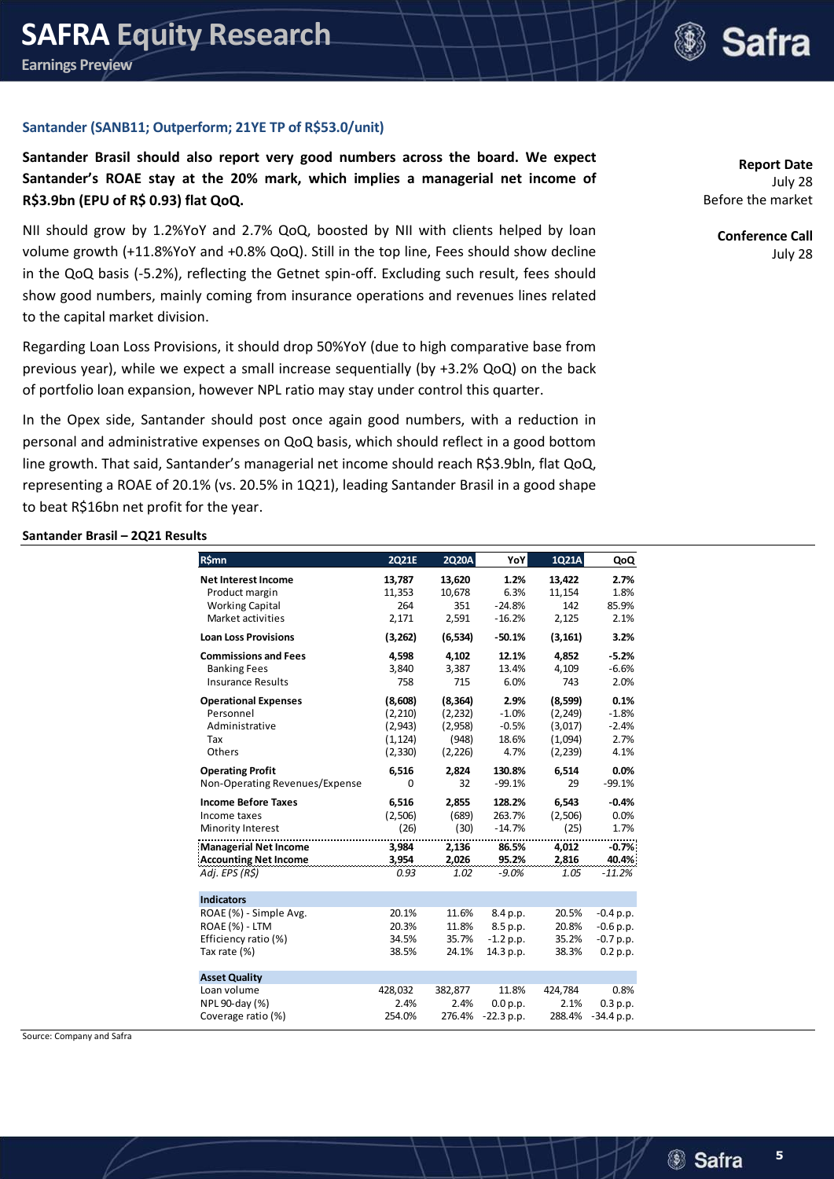**Santander (SANB11; Outperform; 21YE TP of R$53.0/unit)**

**Report Date**
July 28
Before the market

**Conference Call**
July 28

**Santander Brasil should also report very good numbers across the board. We expect Santander's ROAE stay at the 20% mark, which implies a managerial net income of R$3.9bn (EPU of R$ 0.93) flat QoQ.**

NII should grow by 1.2%YoY and 2.7% QoQ, boosted by NII with clients helped by loan volume growth (+11.8%YoY and +0.8% QoQ). Still in the top line, Fees should show decline in the QoQ basis (-5.2%), reflecting the Getnet spin-off. Excluding such result, fees should show good numbers, mainly coming from insurance operations and revenues lines related to the capital market division.

Regarding Loan Loss Provisions, it should drop 50%YoY (due to high comparative base from previous year), while we expect a small increase sequentially (by +3.2% QoQ) on the back of portfolio loan expansion, however NPL ratio may stay under control this quarter.

In the Opex side, Santander should post once again good numbers, with a reduction in personal and administrative expenses on QoQ basis, which should reflect in a good bottom line growth. That said, Santander's managerial net income should reach R$3.9bln, flat QoQ, representing a ROAE of 20.1% (vs. 20.5% in 1Q21), leading Santander Brasil in a good shape to beat R$16bn net profit for the year.

**Santander Brasil – 2Q21 Results**

| R$mn | 2Q21E | 2Q20A | YoY | 1Q21A | QoQ |
|---|---|---|---|---|---|
| **Net Interest Income** | **13,787** | **13,620** | **1.2%** | **13,422** | **2.7%** |
| Product margin | 11,353 | 10,678 | 6.3% | 11,154 | 1.8% |
| Working Capital | 264 | 351 | -24.8% | 142 | 85.9% |
| Market activities | 2,171 | 2,591 | -16.2% | 2,125 | 2.1% |
| **Loan Loss Provisions** | **(3,262)** | **(6,534)** | **-50.1%** | **(3,161)** | **3.2%** |
| **Commissions and Fees** | **4,598** | **4,102** | **12.1%** | **4,852** | **-5.2%** |
| Banking Fees | 3,840 | 3,387 | 13.4% | 4,109 | -6.6% |
| Insurance Results | 758 | 715 | 6.0% | 743 | 2.0% |
| **Operational Expenses** | **(8,608)** | **(8,364)** | **2.9%** | **(8,599)** | **0.1%** |
| Personnel | (2,210) | (2,232) | -1.0% | (2,249) | -1.8% |
| Administrative | (2,943) | (2,958) | -0.5% | (3,017) | -2.4% |
| Tax | (1,124) | (948) | 18.6% | (1,094) | 2.7% |
| Others | (2,330) | (2,226) | 4.7% | (2,239) | 4.1% |
| **Operating Profit** | **6,516** | **2,824** | **130.8%** | **6,514** | **0.0%** |
| Non-Operating Revenues/Expense | 0 | 32 | -99.1% | 29 | -99.1% |
| **Income Before Taxes** | **6,516** | **2,855** | **128.2%** | **6,543** | **-0.4%** |
| Income taxes | (2,506) | (689) | 263.7% | (2,506) | 0.0% |
| Minority Interest | (26) | (30) | -14.7% | (25) | 1.7% |
| **Managerial Net Income** | **3,984** | **2,136** | **86.5%** | **4,012** | **-0.7%** |
| **Accounting Net Income** | **3,954** | **2,026** | **95.2%** | **2,816** | **40.4%** |
| *Adj. EPS (R$)* | *0.93* | *1.02* | *-9.0%* | *1.05* | *-11.2%* |
| **Indicators** | | | | | |
| ROAE (%) - Simple Avg. | 20.1% | 11.6% | 8.4 p.p. | 20.5% | -0.4 p.p. |
| ROAE (%) - LTM | 20.3% | 11.8% | 8.5 p.p. | 20.8% | -0.6 p.p. |
| Efficiency ratio (%) | 34.5% | 35.7% | -1.2 p.p. | 35.2% | -0.7 p.p. |
| Tax rate (%) | 38.5% | 24.1% | 14.3 p.p. | 38.3% | 0.2 p.p. |
| **Asset Quality** | | | | | |
| Loan volume | 428,032 | 382,877 | 11.8% | 424,784 | 0.8% |
| NPL 90-day (%) | 2.4% | 2.4% | 0.0 p.p. | 2.1% | 0.3 p.p. |
| Coverage ratio (%) | 254.0% | 276.4% | -22.3 p.p. | 288.4% | -34.4 p.p. |

Source: Company and Safra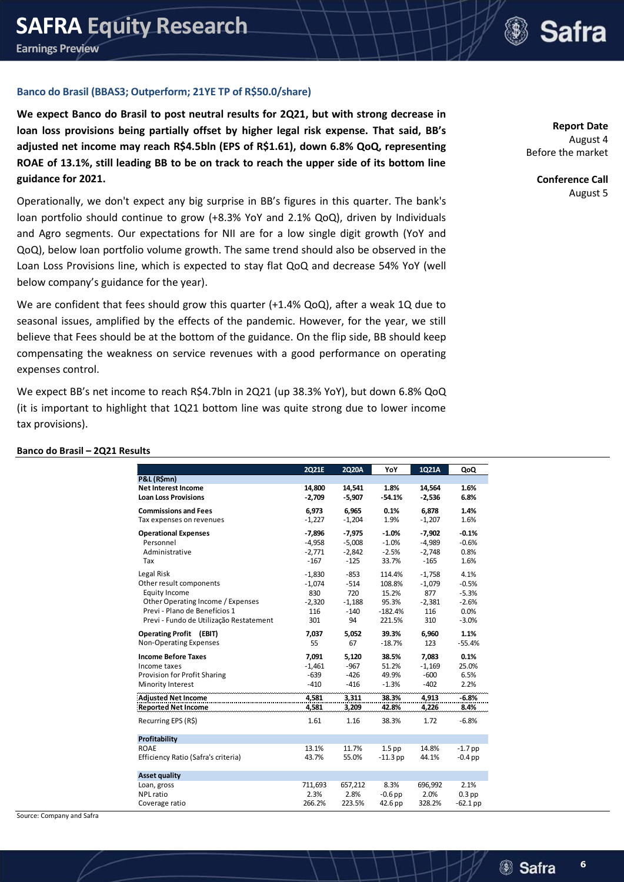**Banco do Brasil (BBAS3; Outperform; 21YE TP of R$50.0/share)**

**We expect Banco do Brasil to post neutral results for 2Q21, but with strong decrease in loan loss provisions being partially offset by higher legal risk expense. That said, BB's adjusted net income may reach R$4.5bln (EPS of R$1.61), down 6.8% QoQ, representing ROAE of 13.1%, still leading BB to be on track to reach the upper side of its bottom line guidance for 2021.**

**Report Date**
August 4
Before the market

**Conference Call**
August 5

Operationally, we don't expect any big surprise in BB's figures in this quarter. The bank's loan portfolio should continue to grow (+8.3% YoY and 2.1% QoQ), driven by Individuals and Agro segments. Our expectations for NII are for a low single digit growth (YoY and QoQ), below loan portfolio volume growth. The same trend should also be observed in the Loan Loss Provisions line, which is expected to stay flat QoQ and decrease 54% YoY (well below company's guidance for the year).

We are confident that fees should grow this quarter (+1.4% QoQ), after a weak 1Q due to seasonal issues, amplified by the effects of the pandemic. However, for the year, we still believe that Fees should be at the bottom of the guidance. On the flip side, BB should keep compensating the weakness on service revenues with a good performance on operating expenses control.

We expect BB's net income to reach R$4.7bln in 2Q21 (up 38.3% YoY), but down 6.8% QoQ (it is important to highlight that 1Q21 bottom line was quite strong due to lower income tax provisions).

**Banco do Brasil – 2Q21 Results**

| | 2Q21E | 2Q20A | YoY | 1Q21A | QoQ |
|---|---|---|---|---|---|
| **P&L (R$mn)** | | | | | |
| **Net Interest Income** | **14,800** | **14,541** | **1.8%** | **14,564** | **1.6%** |
| **Loan Loss Provisions** | **-2,709** | **-5,907** | **-54.1%** | **-2,536** | **6.8%** |
| **Commissions and Fees** | **6,973** | **6,965** | **0.1%** | **6,878** | **1.4%** |
| Tax expenses on revenues | -1,227 | -1,204 | 1.9% | -1,207 | 1.6% |
| **Operational Expenses** | **-7,896** | **-7,975** | **-1.0%** | **-7,902** | **-0.1%** |
| Personnel | -4,958 | -5,008 | -1.0% | -4,989 | -0.6% |
| Administrative | -2,771 | -2,842 | -2.5% | -2,748 | 0.8% |
| Tax | -167 | -125 | 33.7% | -165 | 1.6% |
| Legal Risk | -1,830 | -853 | 114.4% | -1,758 | 4.1% |
| Other result components | -1,074 | -514 | 108.8% | -1,079 | -0.5% |
| Equity Income | 830 | 720 | 15.2% | 877 | -5.3% |
| Other Operating Income / Expenses | -2,320 | -1,188 | 95.3% | -2,381 | -2.6% |
| Previ - Plano de Benefícios 1 | 116 | -140 | -182.4% | 116 | 0.0% |
| Previ - Fundo de Utilização Restatement | 301 | 94 | 221.5% | 310 | -3.0% |
| **Operating Profit (EBIT)** | **7,037** | **5,052** | **39.3%** | **6,960** | **1.1%** |
| Non-Operating Expenses | 55 | 67 | -18.7% | 123 | -55.4% |
| **Income Before Taxes** | **7,091** | **5,120** | **38.5%** | **7,083** | **0.1%** |
| Income taxes | -1,461 | -967 | 51.2% | -1,169 | 25.0% |
| Provision for Profit Sharing | -639 | -426 | 49.9% | -600 | 6.5% |
| Minority Interest | -410 | -416 | -1.3% | -402 | 2.2% |
| **Adjusted Net Income** | **4,581** | **3,311** | **38.3%** | **4,913** | **-6.8%** |
| **Reported Net Income** | **4,581** | **3,209** | **42.8%** | **4,226** | **8.4%** |
| Recurring EPS (R$) | 1.61 | 1.16 | 38.3% | 1.72 | -6.8% |
| **Profitability** | | | | | |
| ROAE | 13.1% | 11.7% | 1.5 pp | 14.8% | -1.7 pp |
| Efficiency Ratio (Safra's criteria) | 43.7% | 55.0% | -11.3 pp | 44.1% | -0.4 pp |
| **Asset quality** | | | | | |
| Loan, gross | 711,693 | 657,212 | 8.3% | 696,992 | 2.1% |
| NPL ratio | 2.3% | 2.8% | -0.6 pp | 2.0% | 0.3 pp |
| Coverage ratio | 266.2% | 223.5% | 42.6 pp | 328.2% | -62.1 pp |

Source: Company and Safra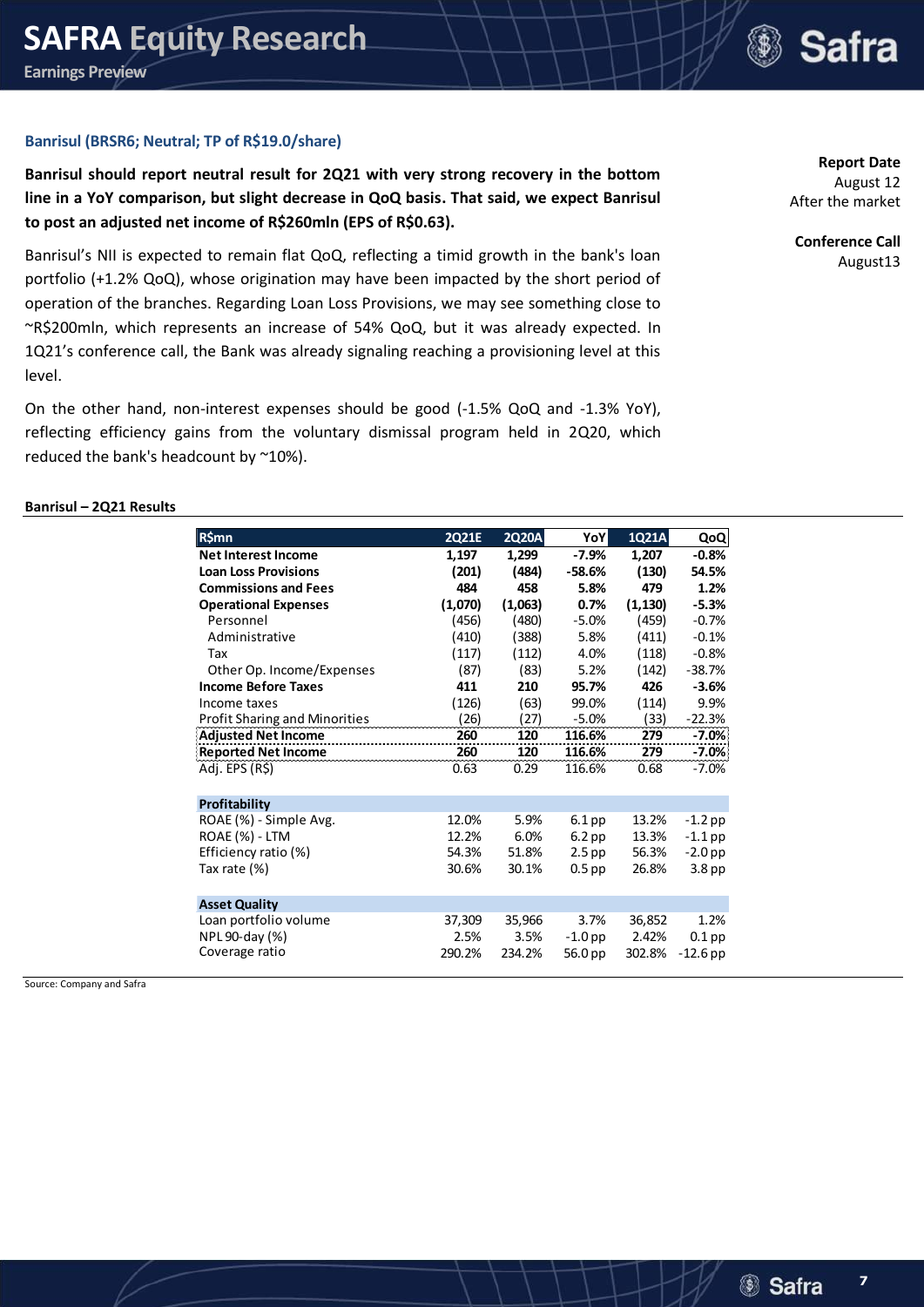**Banrisul (BRSR6; Neutral; TP of R$19.0/share)**

**Banrisul should report neutral result for 2Q21 with very strong recovery in the bottom line in a YoY comparison, but slight decrease in QoQ basis. That said, we expect Banrisul to post an adjusted net income of R$260mln (EPS of R$0.63).**

**Report Date**
August 12
After the market

**Conference Call**
August13

Banrisul's NII is expected to remain flat QoQ, reflecting a timid growth in the bank's loan portfolio (+1.2% QoQ), whose origination may have been impacted by the short period of operation of the branches. Regarding Loan Loss Provisions, we may see something close to ~R$200mln, which represents an increase of 54% QoQ, but it was already expected. In 1Q21's conference call, the Bank was already signaling reaching a provisioning level at this level.

On the other hand, non-interest expenses should be good (-1.5% QoQ and -1.3% YoY), reflecting efficiency gains from the voluntary dismissal program held in 2Q20, which reduced the bank's headcount by ~10%).

**Banrisul – 2Q21 Results**

| R$mn | 2Q21E | 2Q20A | YoY | 1Q21A | QoQ |
|---|---|---|---|---|---|
| **Net Interest Income** | **1,197** | **1,299** | **-7.9%** | **1,207** | **-0.8%** |
| **Loan Loss Provisions** | **(201)** | **(484)** | **-58.6%** | **(130)** | **54.5%** |
| **Commissions and Fees** | **484** | **458** | **5.8%** | **479** | **1.2%** |
| **Operational Expenses** | **(1,070)** | **(1,063)** | **0.7%** | **(1,130)** | **-5.3%** |
| Personnel | (456) | (480) | -5.0% | (459) | -0.7% |
| Administrative | (410) | (388) | 5.8% | (411) | -0.1% |
| Tax | (117) | (112) | 4.0% | (118) | -0.8% |
| Other Op. Income/Expenses | (87) | (83) | 5.2% | (142) | -38.7% |
| **Income Before Taxes** | **411** | **210** | **95.7%** | **426** | **-3.6%** |
| Income taxes | (126) | (63) | 99.0% | (114) | 9.9% |
| Profit Sharing and Minorities | (26) | (27) | -5.0% | (33) | -22.3% |
| **Adjusted Net Income** | **260** | **120** | **116.6%** | **279** | **-7.0%** |
| **Reported Net Income** | **260** | **120** | **116.6%** | **279** | **-7.0%** |
| Adj. EPS (R$) | 0.63 | 0.29 | 116.6% | 0.68 | -7.0% |
| | | | | | |
| **Profitability** | | | | | |
| ROAE (%) - Simple Avg. | 12.0% | 5.9% | 6.1 pp | 13.2% | -1.2 pp |
| ROAE (%) - LTM | 12.2% | 6.0% | 6.2 pp | 13.3% | -1.1 pp |
| Efficiency ratio (%) | 54.3% | 51.8% | 2.5 pp | 56.3% | -2.0 pp |
| Tax rate (%) | 30.6% | 30.1% | 0.5 pp | 26.8% | 3.8 pp |
| | | | | | |
| **Asset Quality** | | | | | |
| Loan portfolio volume | 37,309 | 35,966 | 3.7% | 36,852 | 1.2% |
| NPL 90-day (%) | 2.5% | 3.5% | -1.0 pp | 2.42% | 0.1 pp |
| Coverage ratio | 290.2% | 234.2% | 56.0 pp | 302.8% | -12.6 pp |

Source: Company and Safra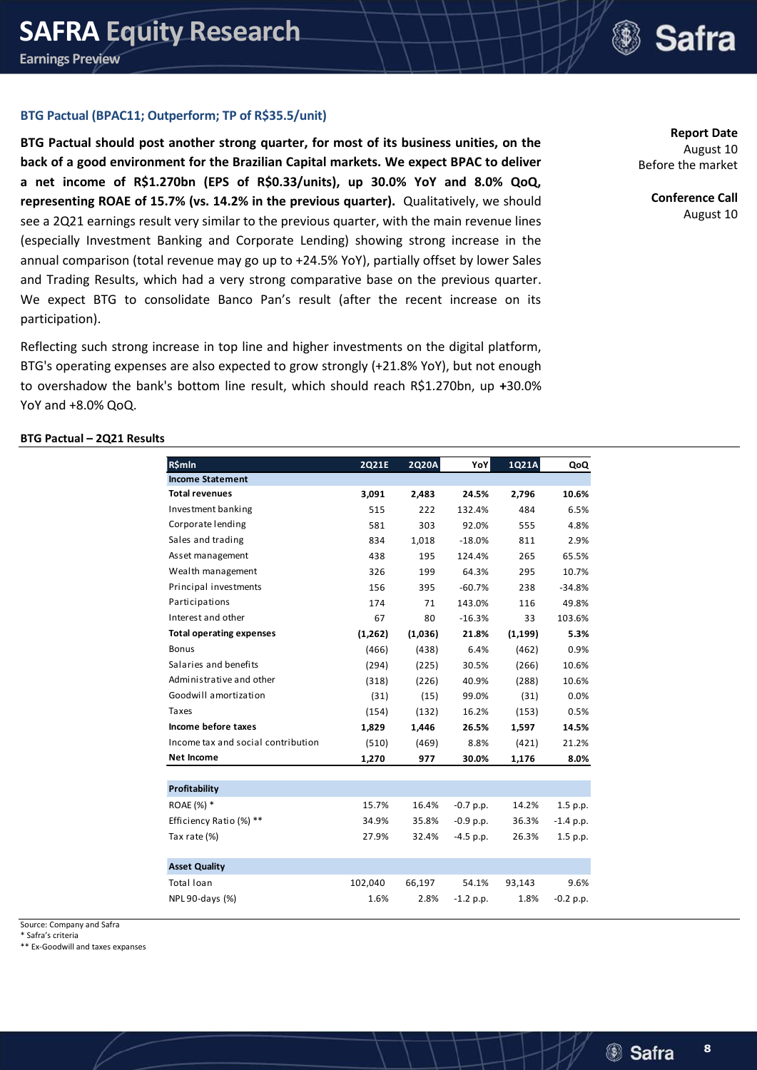## BTG Pactual (BPAC11; Outperform; TP of R$35.5/unit)

**Report Date**
August 10
Before the market

**Conference Call**
August 10

**BTG Pactual should post another strong quarter, for most of its business unities, on the back of a good environment for the Brazilian Capital markets. We expect BPAC to deliver a net income of R$1.270bn (EPS of R$0.33/units), up 30.0% YoY and 8.0% QoQ, representing ROAE of 15.7% (vs. 14.2% in the previous quarter).** Qualitatively, we should see a 2Q21 earnings result very similar to the previous quarter, with the main revenue lines (especially Investment Banking and Corporate Lending) showing strong increase in the annual comparison (total revenue may go up to +24.5% YoY), partially offset by lower Sales and Trading Results, which had a very strong comparative base on the previous quarter. We expect BTG to consolidate Banco Pan's result (after the recent increase on its participation).

Reflecting such strong increase in top line and higher investments on the digital platform, BTG's operating expenses are also expected to grow strongly (+21.8% YoY), but not enough to overshadow the bank's bottom line result, which should reach R$1.270bn, up **+**30.0% YoY and +8.0% QoQ.

**BTG Pactual – 2Q21 Results**

| R$mln | 2Q21E | 2Q20A | YoY | 1Q21A | QoQ |
|---|---|---|---|---|---|
| **Income Statement** | | | | | |
| **Total revenues** | **3,091** | **2,483** | **24.5%** | **2,796** | **10.6%** |
| Investment banking | 515 | 222 | 132.4% | 484 | 6.5% |
| Corporate lending | 581 | 303 | 92.0% | 555 | 4.8% |
| Sales and trading | 834 | 1,018 | -18.0% | 811 | 2.9% |
| Asset management | 438 | 195 | 124.4% | 265 | 65.5% |
| Wealth management | 326 | 199 | 64.3% | 295 | 10.7% |
| Principal investments | 156 | 395 | -60.7% | 238 | -34.8% |
| Participations | 174 | 71 | 143.0% | 116 | 49.8% |
| Interest and other | 67 | 80 | -16.3% | 33 | 103.6% |
| **Total operating expenses** | **(1,262)** | **(1,036)** | **21.8%** | **(1,199)** | **5.3%** |
| Bonus | (466) | (438) | 6.4% | (462) | 0.9% |
| Salaries and benefits | (294) | (225) | 30.5% | (266) | 10.6% |
| Administrative and other | (318) | (226) | 40.9% | (288) | 10.6% |
| Goodwill amortization | (31) | (15) | 99.0% | (31) | 0.0% |
| Taxes | (154) | (132) | 16.2% | (153) | 0.5% |
| **Income before taxes** | **1,829** | **1,446** | **26.5%** | **1,597** | **14.5%** |
| Income tax and social contribution | (510) | (469) | 8.8% | (421) | 21.2% |
| **Net Income** | **1,270** | **977** | **30.0%** | **1,176** | **8.0%** |
| | | | | | |
| **Profitability** | | | | | |
| ROAE (%) * | 15.7% | 16.4% | -0.7 p.p. | 14.2% | 1.5 p.p. |
| Efficiency Ratio (%) ** | 34.9% | 35.8% | -0.9 p.p. | 36.3% | -1.4 p.p. |
| Tax rate (%) | 27.9% | 32.4% | -4.5 p.p. | 26.3% | 1.5 p.p. |
| | | | | | |
| **Asset Quality** | | | | | |
| Total loan | 102,040 | 66,197 | 54.1% | 93,143 | 9.6% |
| NPL 90-days (%) | 1.6% | 2.8% | -1.2 p.p. | 1.8% | -0.2 p.p. |

Source: Company and Safra
* Safra's criteria
** Ex-Goodwill and taxes expanses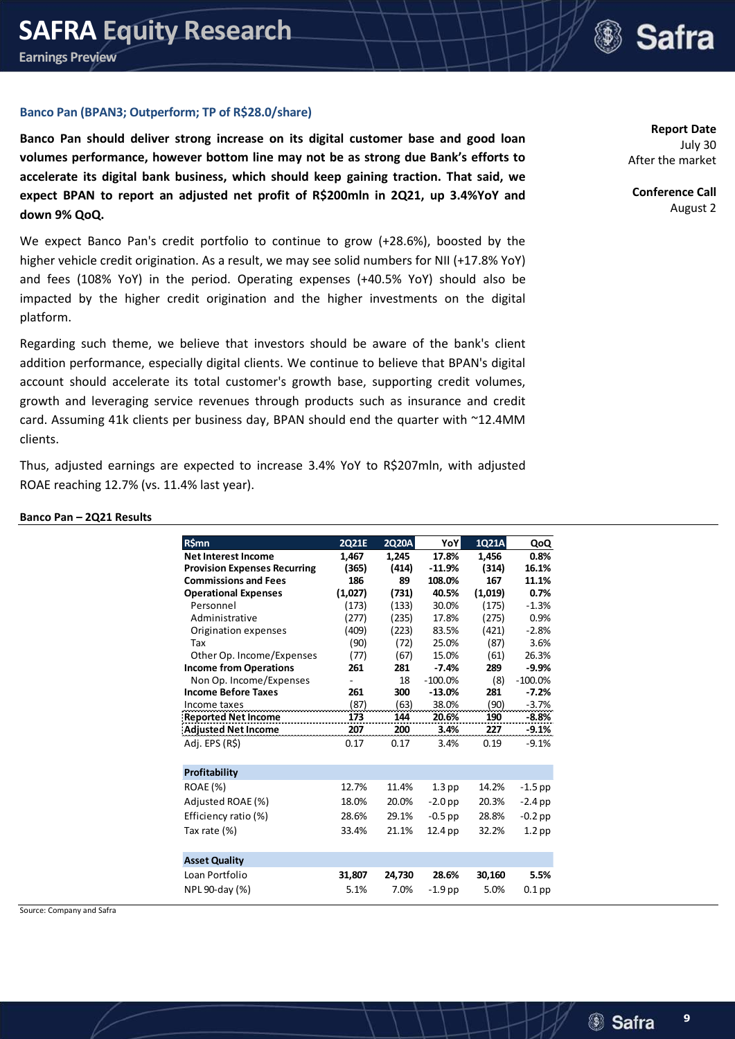**Banco Pan (BPAN3; Outperform; TP of R$28.0/share)**

**Report Date**
July 30
After the market

**Conference Call**
August 2

**Banco Pan should deliver strong increase on its digital customer base and good loan volumes performance, however bottom line may not be as strong due Bank's efforts to accelerate its digital bank business, which should keep gaining traction. That said, we expect BPAN to report an adjusted net profit of R$200mln in 2Q21, up 3.4%YoY and down 9% QoQ.**

We expect Banco Pan's credit portfolio to continue to grow (+28.6%), boosted by the higher vehicle credit origination. As a result, we may see solid numbers for NII (+17.8% YoY) and fees (108% YoY) in the period. Operating expenses (+40.5% YoY) should also be impacted by the higher credit origination and the higher investments on the digital platform.

Regarding such theme, we believe that investors should be aware of the bank's client addition performance, especially digital clients. We continue to believe that BPAN's digital account should accelerate its total customer's growth base, supporting credit volumes, growth and leveraging service revenues through products such as insurance and credit card. Assuming 41k clients per business day, BPAN should end the quarter with ~12.4MM clients.

Thus, adjusted earnings are expected to increase 3.4% YoY to R$207mln, with adjusted ROAE reaching 12.7% (vs. 11.4% last year).

**Banco Pan – 2Q21 Results**

| R$mn | 2Q21E | 2Q20A | YoY | 1Q21A | QoQ |
|---|---|---|---|---|---|
| **Net Interest Income** | **1,467** | **1,245** | **17.8%** | **1,456** | **0.8%** |
| **Provision Expenses Recurring** | **(365)** | **(414)** | **-11.9%** | **(314)** | **16.1%** |
| **Commissions and Fees** | **186** | **89** | **108.0%** | **167** | **11.1%** |
| **Operational Expenses** | **(1,027)** | **(731)** | **40.5%** | **(1,019)** | **0.7%** |
| Personnel | (173) | (133) | 30.0% | (175) | -1.3% |
| Administrative | (277) | (235) | 17.8% | (275) | 0.9% |
| Origination expenses | (409) | (223) | 83.5% | (421) | -2.8% |
| Tax | (90) | (72) | 25.0% | (87) | 3.6% |
| Other Op. Income/Expenses | (77) | (67) | 15.0% | (61) | 26.3% |
| **Income from Operations** | **261** | **281** | **-7.4%** | **289** | **-9.9%** |
| Non Op. Income/Expenses | - | 18 | -100.0% | (8) | -100.0% |
| **Income Before Taxes** | **261** | **300** | **-13.0%** | **281** | **-7.2%** |
| Income taxes | (87) | (63) | 38.0% | (90) | -3.7% |
| **Reported Net Income** | **173** | **144** | **20.6%** | **190** | **-8.8%** |
| **Adjusted Net Income** | **207** | **200** | **3.4%** | **227** | **-9.1%** |
| Adj. EPS (R$) | 0.17 | 0.17 | 3.4% | 0.19 | -9.1% |
| **Profitability** | | | | | |
| ROAE (%) | 12.7% | 11.4% | 1.3 pp | 14.2% | -1.5 pp |
| Adjusted ROAE (%) | 18.0% | 20.0% | -2.0 pp | 20.3% | -2.4 pp |
| Efficiency ratio (%) | 28.6% | 29.1% | -0.5 pp | 28.8% | -0.2 pp |
| Tax rate (%) | 33.4% | 21.1% | 12.4 pp | 32.2% | 1.2 pp |
| **Asset Quality** | | | | | |
| Loan Portfolio | **31,807** | **24,730** | **28.6%** | **30,160** | **5.5%** |
| NPL 90-day (%) | 5.1% | 7.0% | -1.9 pp | 5.0% | 0.1 pp |

Source: Company and Safra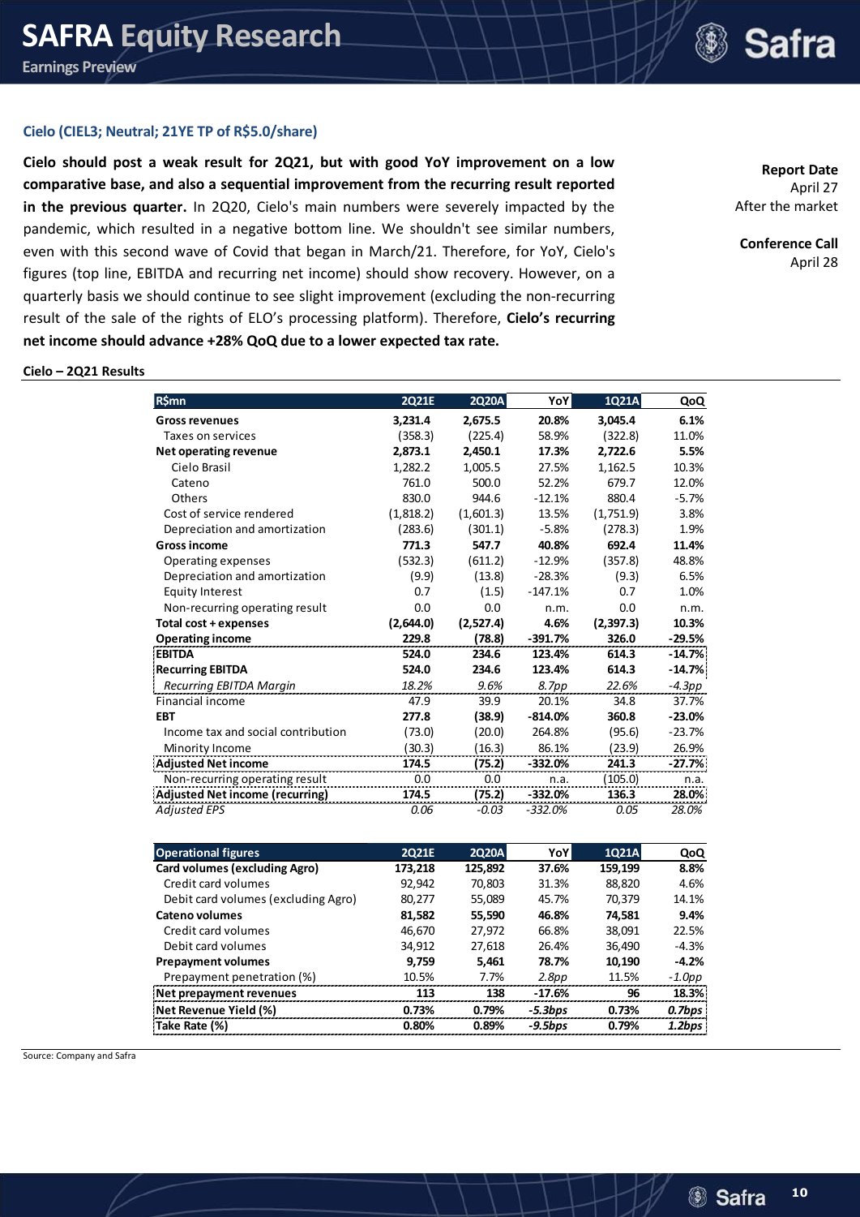**Cielo (CIEL3; Neutral; 21YE TP of R$5.0/share)**

**Cielo should post a weak result for 2Q21, but with good YoY improvement on a low comparative base, and also a sequential improvement from the recurring result reported in the previous quarter.** In 2Q20, Cielo's main numbers were severely impacted by the pandemic, which resulted in a negative bottom line. We shouldn't see similar numbers, even with this second wave of Covid that began in March/21. Therefore, for YoY, Cielo's figures (top line, EBITDA and recurring net income) should show recovery. However, on a quarterly basis we should continue to see slight improvement (excluding the non-recurring result of the sale of the rights of ELO's processing platform). Therefore, **Cielo's recurring net income should advance +28% QoQ due to a lower expected tax rate.**

**Report Date**
April 27
After the market

**Conference Call**
April 28

**Cielo – 2Q21 Results**

| R$mn | 2Q21E | 2Q20A | YoY | 1Q21A | QoQ |
|---|---|---|---|---|---|
| **Gross revenues** | **3,231.4** | **2,675.5** | **20.8%** | **3,045.4** | **6.1%** |
| Taxes on services | (358.3) | (225.4) | 58.9% | (322.8) | 11.0% |
| **Net operating revenue** | **2,873.1** | **2,450.1** | **17.3%** | **2,722.6** | **5.5%** |
| Cielo Brasil | 1,282.2 | 1,005.5 | 27.5% | 1,162.5 | 10.3% |
| Cateno | 761.0 | 500.0 | 52.2% | 679.7 | 12.0% |
| Others | 830.0 | 944.6 | -12.1% | 880.4 | -5.7% |
| Cost of service rendered | (1,818.2) | (1,601.3) | 13.5% | (1,751.9) | 3.8% |
| Depreciation and amortization | (283.6) | (301.1) | -5.8% | (278.3) | 1.9% |
| **Gross income** | **771.3** | **547.7** | **40.8%** | **692.4** | **11.4%** |
| Operating expenses | (532.3) | (611.2) | -12.9% | (357.8) | 48.8% |
| Depreciation and amortization | (9.9) | (13.8) | -28.3% | (9.3) | 6.5% |
| Equity Interest | 0.7 | (1.5) | -147.1% | 0.7 | 1.0% |
| Non-recurring operating result | 0.0 | 0.0 | n.m. | 0.0 | n.m. |
| **Total cost + expenses** | **(2,644.0)** | **(2,527.4)** | **4.6%** | **(2,397.3)** | **10.3%** |
| **Operating income** | **229.8** | **(78.8)** | **-391.7%** | **326.0** | **-29.5%** |
| **EBITDA** | **524.0** | **234.6** | **123.4%** | **614.3** | **-14.7%** |
| **Recurring EBITDA** | **524.0** | **234.6** | **123.4%** | **614.3** | **-14.7%** |
| *Recurring EBITDA Margin* | *18.2%* | *9.6%* | *8.7pp* | *22.6%* | *-4.3pp* |
| Financial income | 47.9 | 39.9 | 20.1% | 34.8 | 37.7% |
| **EBT** | **277.8** | **(38.9)** | **-814.0%** | **360.8** | **-23.0%** |
| Income tax and social contribution | (73.0) | (20.0) | 264.8% | (95.6) | -23.7% |
| Minority Income | (30.3) | (16.3) | 86.1% | (23.9) | 26.9% |
| **Adjusted Net income** | **174.5** | **(75.2)** | **-332.0%** | **241.3** | **-27.7%** |
| Non-recurring operating result | 0.0 | 0.0 | n.a. | (105.0) | n.a. |
| **Adjusted Net income (recurring)** | **174.5** | **(75.2)** | **-332.0%** | **136.3** | **28.0%** |
| *Adjusted EPS* | *0.06* | *-0.03* | *-332.0%* | *0.05* | *28.0%* |

| Operational figures | 2Q21E | 2Q20A | YoY | 1Q21A | QoQ |
|---|---|---|---|---|---|
| **Card volumes (excluding Agro)** | **173,218** | **125,892** | **37.6%** | **159,199** | **8.8%** |
| Credit card volumes | 92,942 | 70,803 | 31.3% | 88,820 | 4.6% |
| Debit card volumes (excluding Agro) | 80,277 | 55,089 | 45.7% | 70,379 | 14.1% |
| **Cateno volumes** | **81,582** | **55,590** | **46.8%** | **74,581** | **9.4%** |
| Credit card volumes | 46,670 | 27,972 | 66.8% | 38,091 | 22.5% |
| Debit card volumes | 34,912 | 27,618 | 26.4% | 36,490 | -4.3% |
| **Prepayment volumes** | **9,759** | **5,461** | **78.7%** | **10,190** | **-4.2%** |
| Prepayment penetration (%) | 10.5% | 7.7% | *2.8pp* | 11.5% | *-1.0pp* |
| **Net prepayment revenues** | **113** | **138** | **-17.6%** | **96** | **18.3%** |
| **Net Revenue Yield (%)** | **0.73%** | **0.79%** | ***-5.3bps*** | **0.73%** | ***0.7bps*** |
| **Take Rate (%)** | **0.80%** | **0.89%** | ***-9.5bps*** | **0.79%** | ***1.2bps*** |

Source: Company and Safra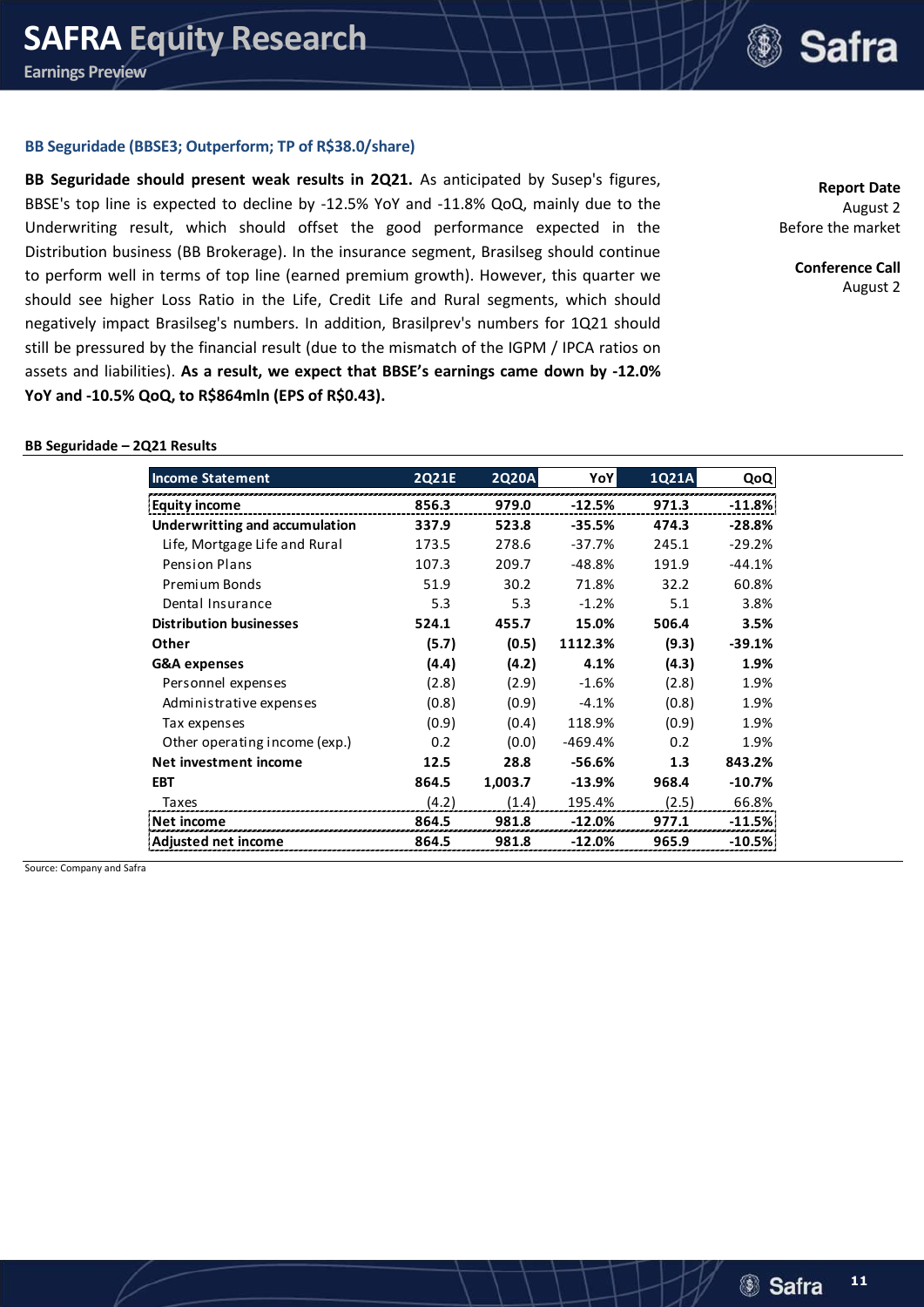**BB Seguridade (BBSE3; Outperform; TP of R$38.0/share)**

**BB Seguridade should present weak results in 2Q21.** As anticipated by Susep's figures, BBSE's top line is expected to decline by -12.5% YoY and -11.8% QoQ, mainly due to the Underwriting result, which should offset the good performance expected in the Distribution business (BB Brokerage). In the insurance segment, Brasilseg should continue to perform well in terms of top line (earned premium growth). However, this quarter we should see higher Loss Ratio in the Life, Credit Life and Rural segments, which should negatively impact Brasilseg's numbers. In addition, Brasilprev's numbers for 1Q21 should still be pressured by the financial result (due to the mismatch of the IGPM / IPCA ratios on assets and liabilities). **As a result, we expect that BBSE's earnings came down by -12.0% YoY and -10.5% QoQ, to R$864mln (EPS of R$0.43).**

**Report Date**
August 2
Before the market

**Conference Call**
August 2

**BB Seguridade – 2Q21 Results**

| Income Statement | 2Q21E | 2Q20A | YoY | 1Q21A | QoQ |
|---|---|---|---|---|---|
| **Equity income** | **856.3** | **979.0** | **-12.5%** | **971.3** | **-11.8%** |
| **Underwritting and accumulation** | **337.9** | **523.8** | **-35.5%** | **474.3** | **-28.8%** |
| Life, Mortgage Life and Rural | 173.5 | 278.6 | -37.7% | 245.1 | -29.2% |
| Pension Plans | 107.3 | 209.7 | -48.8% | 191.9 | -44.1% |
| Premium Bonds | 51.9 | 30.2 | 71.8% | 32.2 | 60.8% |
| Dental Insurance | 5.3 | 5.3 | -1.2% | 5.1 | 3.8% |
| **Distribution businesses** | **524.1** | **455.7** | **15.0%** | **506.4** | **3.5%** |
| **Other** | **(5.7)** | **(0.5)** | **1112.3%** | **(9.3)** | **-39.1%** |
| **G&A expenses** | **(4.4)** | **(4.2)** | **4.1%** | **(4.3)** | **1.9%** |
| Personnel expenses | (2.8) | (2.9) | -1.6% | (2.8) | 1.9% |
| Administrative expenses | (0.8) | (0.9) | -4.1% | (0.8) | 1.9% |
| Tax expenses | (0.9) | (0.4) | 118.9% | (0.9) | 1.9% |
| Other operating income (exp.) | 0.2 | (0.0) | -469.4% | 0.2 | 1.9% |
| **Net investment income** | **12.5** | **28.8** | **-56.6%** | **1.3** | **843.2%** |
| **EBT** | **864.5** | **1,003.7** | **-13.9%** | **968.4** | **-10.7%** |
| Taxes | (4.2) | (1.4) | 195.4% | (2.5) | 66.8% |
| **Net income** | **864.5** | **981.8** | **-12.0%** | **977.1** | **-11.5%** |
| **Adjusted net income** | **864.5** | **981.8** | **-12.0%** | **965.9** | **-10.5%** |

Source: Company and Safra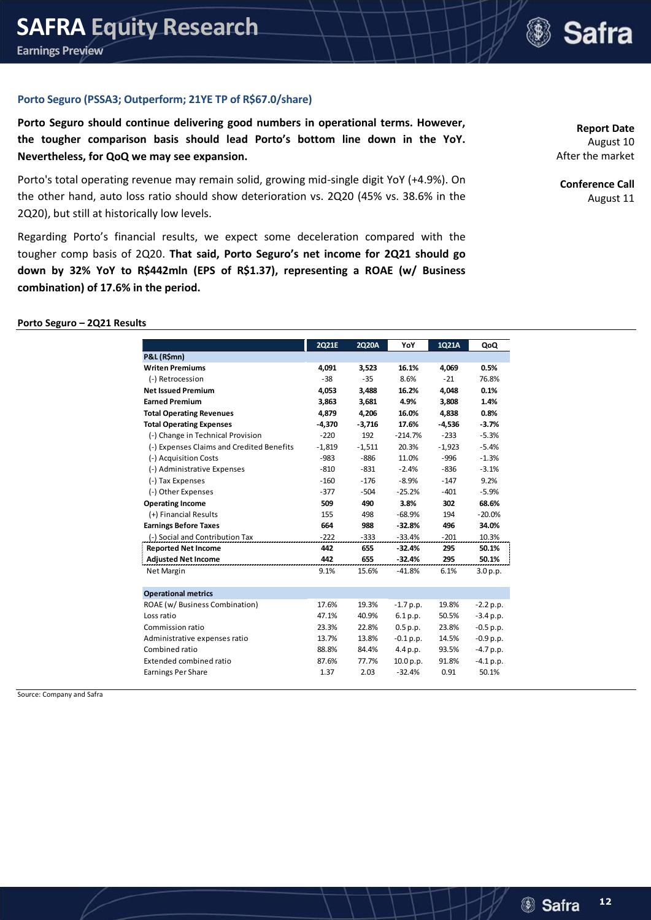## Porto Seguro (PSSA3; Outperform; 21YE TP of R$67.0/share)

**Porto Seguro should continue delivering good numbers in operational terms. However, the tougher comparison basis should lead Porto's bottom line down in the YoY. Nevertheless, for QoQ we may see expansion.**

**Report Date**
August 10
After the market

**Conference Call**
August 11

Porto's total operating revenue may remain solid, growing mid-single digit YoY (+4.9%). On the other hand, auto loss ratio should show deterioration vs. 2Q20 (45% vs. 38.6% in the 2Q20), but still at historically low levels.

Regarding Porto's financial results, we expect some deceleration compared with the tougher comp basis of 2Q20. **That said, Porto Seguro's net income for 2Q21 should go down by 32% YoY to R$442mln (EPS of R$1.37), representing a ROAE (w/ Business combination) of 17.6% in the period.**

**Porto Seguro – 2Q21 Results**

| | 2Q21E | 2Q20A | YoY | 1Q21A | QoQ |
|---|---|---|---|---|---|
| **P&L (R$mn)** | | | | | |
| **Writen Premiums** | **4,091** | **3,523** | **16.1%** | **4,069** | **0.5%** |
| (-) Retrocession | -38 | -35 | 8.6% | -21 | 76.8% |
| **Net Issued Premium** | **4,053** | **3,488** | **16.2%** | **4,048** | **0.1%** |
| **Earned Premium** | **3,863** | **3,681** | **4.9%** | **3,808** | **1.4%** |
| **Total Operating Revenues** | **4,879** | **4,206** | **16.0%** | **4,838** | **0.8%** |
| **Total Operating Expenses** | **-4,370** | **-3,716** | **17.6%** | **-4,536** | **-3.7%** |
| (-) Change in Technical Provision | -220 | 192 | -214.7% | -233 | -5.3% |
| (-) Expenses Claims and Credited Benefits | -1,819 | -1,511 | 20.3% | -1,923 | -5.4% |
| (-) Acquisition Costs | -983 | -886 | 11.0% | -996 | -1.3% |
| (-) Administrative Expenses | -810 | -831 | -2.4% | -836 | -3.1% |
| (-) Tax Expenses | -160 | -176 | -8.9% | -147 | 9.2% |
| (-) Other Expenses | -377 | -504 | -25.2% | -401 | -5.9% |
| **Operating Income** | **509** | **490** | **3.8%** | **302** | **68.6%** |
| (+) Financial Results | 155 | 498 | -68.9% | 194 | -20.0% |
| **Earnings Before Taxes** | **664** | **988** | **-32.8%** | **496** | **34.0%** |
| (-) Social and Contribution Tax | -222 | -333 | -33.4% | -201 | 10.3% |
| **Reported Net Income** | **442** | **655** | **-32.4%** | **295** | **50.1%** |
| **Adjusted Net Income** | **442** | **655** | **-32.4%** | **295** | **50.1%** |
| Net Margin | 9.1% | 15.6% | -41.8% | 6.1% | 3.0 p.p. |
| | | | | | |
| **Operational metrics** | | | | | |
| ROAE (w/ Business Combination) | 17.6% | 19.3% | -1.7 p.p. | 19.8% | -2.2 p.p. |
| Loss ratio | 47.1% | 40.9% | 6.1 p.p. | 50.5% | -3.4 p.p. |
| Commission ratio | 23.3% | 22.8% | 0.5 p.p. | 23.8% | -0.5 p.p. |
| Administrative expenses ratio | 13.7% | 13.8% | -0.1 p.p. | 14.5% | -0.9 p.p. |
| Combined ratio | 88.8% | 84.4% | 4.4 p.p. | 93.5% | -4.7 p.p. |
| Extended combined ratio | 87.6% | 77.7% | 10.0 p.p. | 91.8% | -4.1 p.p. |
| Earnings Per Share | 1.37 | 2.03 | -32.4% | 0.91 | 50.1% |

Source: Company and Safra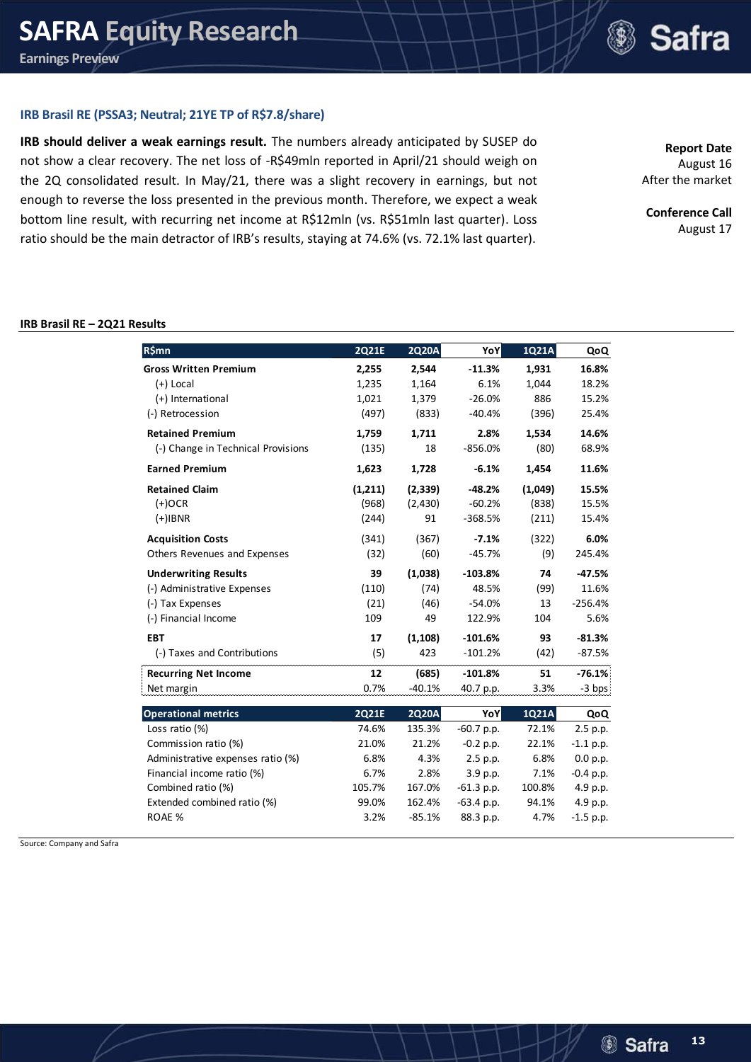## IRB Brasil RE (PSSA3; Neutral; 21YE TP of R$7.8/share)

**IRB should deliver a weak earnings result.** The numbers already anticipated by SUSEP do not show a clear recovery. The net loss of -R$49mln reported in April/21 should weigh on the 2Q consolidated result. In May/21, there was a slight recovery in earnings, but not enough to reverse the loss presented in the previous month. Therefore, we expect a weak bottom line result, with recurring net income at R$12mln (vs. R$51mln last quarter). Loss ratio should be the main detractor of IRB's results, staying at 74.6% (vs. 72.1% last quarter).

**Report Date**
August 16
After the market

**Conference Call**
August 17

**IRB Brasil RE – 2Q21 Results**

| R$mn | 2Q21E | 2Q20A | YoY | 1Q21A | QoQ |
|---|---|---|---|---|---|
| **Gross Written Premium** | **2,255** | **2,544** | **-11.3%** | **1,931** | **16.8%** |
| (+) Local | 1,235 | 1,164 | 6.1% | 1,044 | 18.2% |
| (+) International | 1,021 | 1,379 | -26.0% | 886 | 15.2% |
| (-) Retrocession | (497) | (833) | -40.4% | (396) | 25.4% |
| **Retained Premium** | **1,759** | **1,711** | **2.8%** | **1,534** | **14.6%** |
| (-) Change in Technical Provisions | (135) | 18 | -856.0% | (80) | 68.9% |
| **Earned Premium** | **1,623** | **1,728** | **-6.1%** | **1,454** | **11.6%** |
| **Retained Claim** | **(1,211)** | **(2,339)** | **-48.2%** | **(1,049)** | **15.5%** |
| (+)OCR | (968) | (2,430) | -60.2% | (838) | 15.5% |
| (+)IBNR | (244) | 91 | -368.5% | (211) | 15.4% |
| **Acquisition Costs** | (341) | (367) | **-7.1%** | (322) | **6.0%** |
| Others Revenues and Expenses | (32) | (60) | -45.7% | (9) | 245.4% |
| **Underwriting Results** | **39** | **(1,038)** | **-103.8%** | **74** | **-47.5%** |
| (-) Administrative Expenses | (110) | (74) | 48.5% | (99) | 11.6% |
| (-) Tax Expenses | (21) | (46) | -54.0% | 13 | -256.4% |
| (-) Financial Income | 109 | 49 | 122.9% | 104 | 5.6% |
| **EBT** | **17** | **(1,108)** | **-101.6%** | **93** | **-81.3%** |
| (-) Taxes and Contributions | (5) | 423 | -101.2% | (42) | -87.5% |
| **Recurring Net Income** | **12** | **(685)** | **-101.8%** | **51** | **-76.1%** |
| Net margin | 0.7% | -40.1% | 40.7 p.p. | 3.3% | -3 bps |

| Operational metrics | 2Q21E | 2Q20A | YoY | 1Q21A | QoQ |
|---|---|---|---|---|---|
| Loss ratio (%) | 74.6% | 135.3% | -60.7 p.p. | 72.1% | 2.5 p.p. |
| Commission ratio (%) | 21.0% | 21.2% | -0.2 p.p. | 22.1% | -1.1 p.p. |
| Administrative expenses ratio (%) | 6.8% | 4.3% | 2.5 p.p. | 6.8% | 0.0 p.p. |
| Financial income ratio (%) | 6.7% | 2.8% | 3.9 p.p. | 7.1% | -0.4 p.p. |
| Combined ratio (%) | 105.7% | 167.0% | -61.3 p.p. | 100.8% | 4.9 p.p. |
| Extended combined ratio (%) | 99.0% | 162.4% | -63.4 p.p. | 94.1% | 4.9 p.p. |
| ROAE % | 3.2% | -85.1% | 88.3 p.p. | 4.7% | -1.5 p.p. |

Source: Company and Safra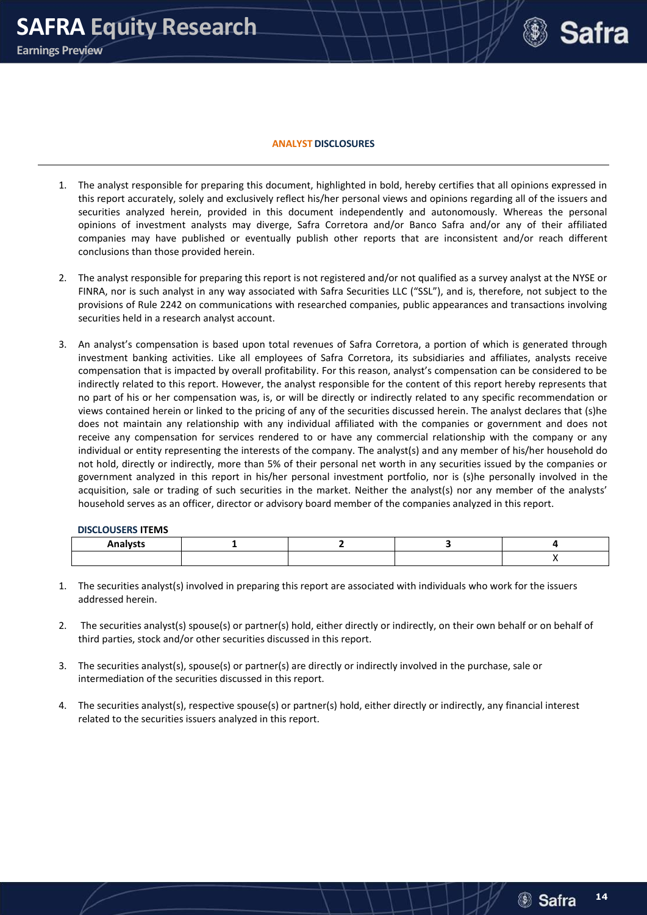## ANALYST DISCLOSURES

1. The analyst responsible for preparing this document, highlighted in bold, hereby certifies that all opinions expressed in this report accurately, solely and exclusively reflect his/her personal views and opinions regarding all of the issuers and securities analyzed herein, provided in this document independently and autonomously. Whereas the personal opinions of investment analysts may diverge, Safra Corretora and/or Banco Safra and/or any of their affiliated companies may have published or eventually publish other reports that are inconsistent and/or reach different conclusions than those provided herein.

2. The analyst responsible for preparing this report is not registered and/or not qualified as a survey analyst at the NYSE or FINRA, nor is such analyst in any way associated with Safra Securities LLC ("SSL"), and is, therefore, not subject to the provisions of Rule 2242 on communications with researched companies, public appearances and transactions involving securities held in a research analyst account.

3. An analyst's compensation is based upon total revenues of Safra Corretora, a portion of which is generated through investment banking activities. Like all employees of Safra Corretora, its subsidiaries and affiliates, analysts receive compensation that is impacted by overall profitability. For this reason, analyst's compensation can be considered to be indirectly related to this report. However, the analyst responsible for the content of this report hereby represents that no part of his or her compensation was, is, or will be directly or indirectly related to any specific recommendation or views contained herein or linked to the pricing of any of the securities discussed herein. The analyst declares that (s)he does not maintain any relationship with any individual affiliated with the companies or government and does not receive any compensation for services rendered to or have any commercial relationship with the company or any individual or entity representing the interests of the company. The analyst(s) and any member of his/her household do not hold, directly or indirectly, more than 5% of their personal net worth in any securities issued by the companies or government analyzed in this report in his/her personal investment portfolio, nor is (s)he personally involved in the acquisition, sale or trading of such securities in the market. Neither the analyst(s) nor any member of the analysts' household serves as an officer, director or advisory board member of the companies analyzed in this report.

**DISCLOUSERS ITEMS**

| Analysts | 1 | 2 | 3 | 4 |
|---|---|---|---|---|
| | | | | X |

1. The securities analyst(s) involved in preparing this report are associated with individuals who work for the issuers addressed herein.

2. The securities analyst(s) spouse(s) or partner(s) hold, either directly or indirectly, on their own behalf or on behalf of third parties, stock and/or other securities discussed in this report.

3. The securities analyst(s), spouse(s) or partner(s) are directly or indirectly involved in the purchase, sale or intermediation of the securities discussed in this report.

4. The securities analyst(s), respective spouse(s) or partner(s) hold, either directly or indirectly, any financial interest related to the securities issuers analyzed in this report.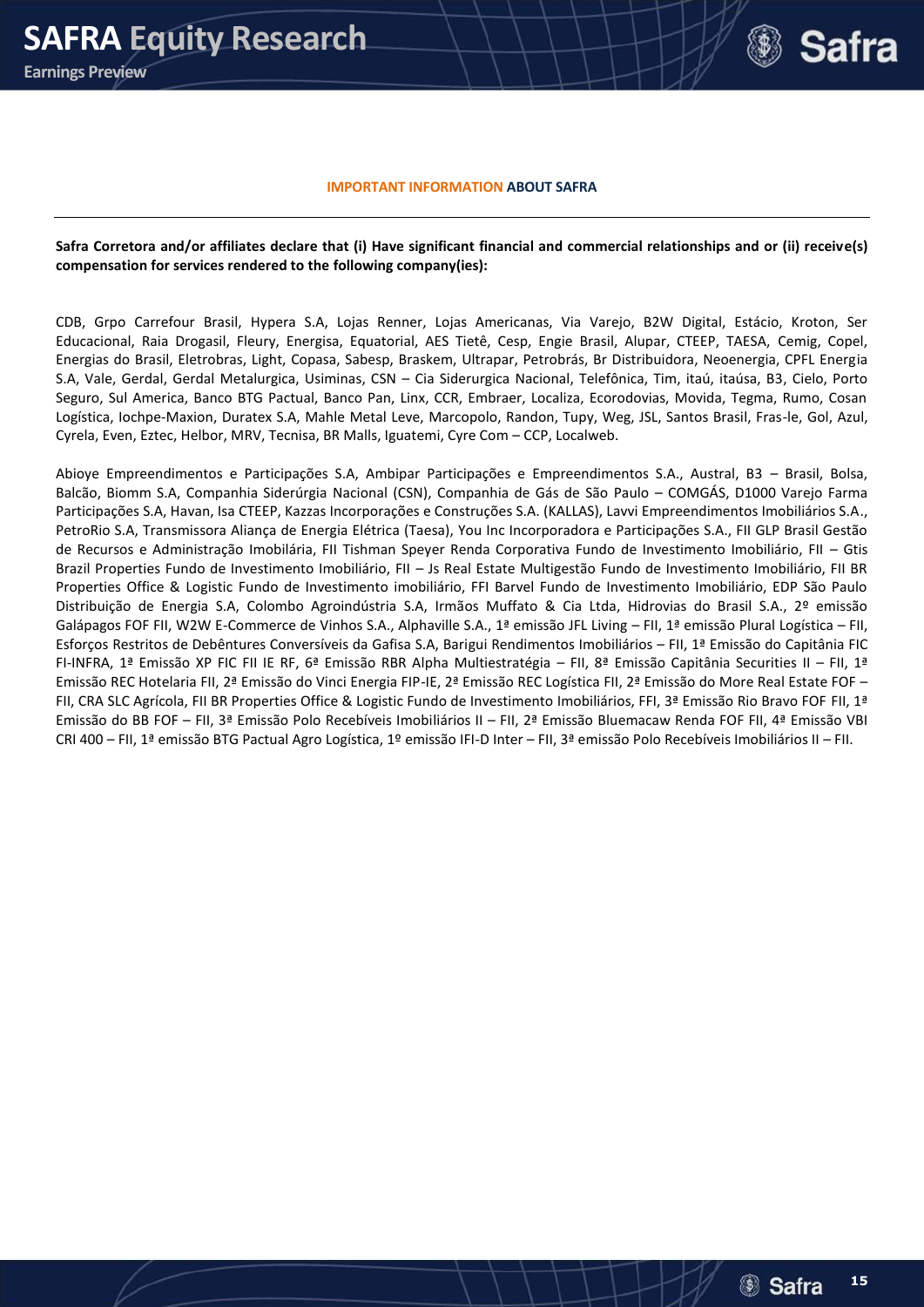## IMPORTANT INFORMATION ABOUT SAFRA

**Safra Corretora and/or affiliates declare that (i) Have significant financial and commercial relationships and or (ii) receive(s) compensation for services rendered to the following company(ies):**

CDB, Grpo Carrefour Brasil, Hypera S.A, Lojas Renner, Lojas Americanas, Via Varejo, B2W Digital, Estácio, Kroton, Ser Educacional, Raia Drogasil, Fleury, Energisa, Equatorial, AES Tietê, Cesp, Engie Brasil, Alupar, CTEEP, TAESA, Cemig, Copel, Energias do Brasil, Eletrobras, Light, Copasa, Sabesp, Braskem, Ultrapar, Petrobrás, Br Distribuidora, Neoenergia, CPFL Energia S.A, Vale, Gerdal, Gerdal Metalurgica, Usiminas, CSN – Cia Siderurgica Nacional, Telefônica, Tim, itaú, itaúsa, B3, Cielo, Porto Seguro, Sul America, Banco BTG Pactual, Banco Pan, Linx, CCR, Embraer, Localiza, Ecorodovias, Movida, Tegma, Rumo, Cosan Logística, Iochpe-Maxion, Duratex S.A, Mahle Metal Leve, Marcopolo, Randon, Tupy, Weg, JSL, Santos Brasil, Fras-le, Gol, Azul, Cyrela, Even, Eztec, Helbor, MRV, Tecnisa, BR Malls, Iguatemi, Cyre Com – CCP, Localweb.

Abioye Empreendimentos e Participações S.A, Ambipar Participações e Empreendimentos S.A., Austral, B3 – Brasil, Bolsa, Balcão, Biomm S.A, Companhia Siderúrgia Nacional (CSN), Companhia de Gás de São Paulo – COMGÁS, D1000 Varejo Farma Participações S.A, Havan, Isa CTEEP, Kazzas Incorporações e Construções S.A. (KALLAS), Lavvi Empreendimentos Imobiliários S.A., PetroRio S.A, Transmissora Aliança de Energia Elétrica (Taesa), You Inc Incorporadora e Participações S.A., FII GLP Brasil Gestão de Recursos e Administração Imobilária, FII Tishman Speyer Renda Corporativa Fundo de Investimento Imobiliário, FII – Gtis Brazil Properties Fundo de Investimento Imobiliário, FII – Js Real Estate Multigestão Fundo de Investimento Imobiliário, FII BR Properties Office & Logistic Fundo de Investimento imobiliário, FFI Barvel Fundo de Investimento Imobiliário, EDP São Paulo Distribuição de Energia S.A, Colombo Agroindústria S.A, Irmãos Muffato & Cia Ltda, Hidrovias do Brasil S.A., 2º emissão Galápagos FOF FII, W2W E-Commerce de Vinhos S.A., Alphaville S.A., 1ª emissão JFL Living – FII, 1ª emissão Plural Logística – FII, Esforços Restritos de Debêntures Conversíveis da Gafisa S.A, Barigui Rendimentos Imobiliários – FII, 1ª Emissão do Capitânia FIC FI-INFRA, 1ª Emissão XP FIC FII IE RF, 6ª Emissão RBR Alpha Multiestratégia – FII, 8ª Emissão Capitânia Securities II – FII, 1ª Emissão REC Hotelaria FII, 2ª Emissão do Vinci Energia FIP-IE, 2ª Emissão REC Logística FII, 2ª Emissão do More Real Estate FOF – FII, CRA SLC Agrícola, FII BR Properties Office & Logistic Fundo de Investimento Imobiliários, FFI, 3ª Emissão Rio Bravo FOF FII, 1ª Emissão do BB FOF – FII, 3ª Emissão Polo Recebíveis Imobiliários II – FII, 2ª Emissão Bluemacaw Renda FOF FII, 4ª Emissão VBI CRI 400 – FII, 1ª emissão BTG Pactual Agro Logística, 1º emissão IFI-D Inter – FII, 3ª emissão Polo Recebíveis Imobiliários II – FII.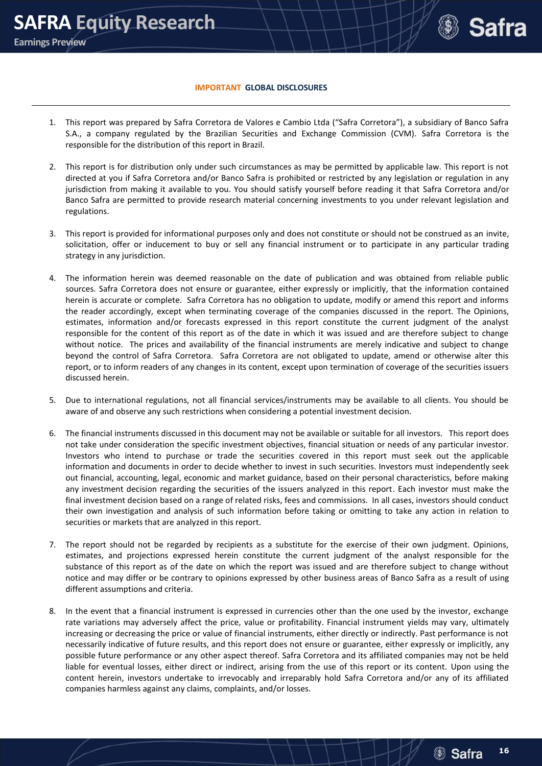## IMPORTANT GLOBAL DISCLOSURES

1. This report was prepared by Safra Corretora de Valores e Cambio Ltda ("Safra Corretora"), a subsidiary of Banco Safra S.A., a company regulated by the Brazilian Securities and Exchange Commission (CVM). Safra Corretora is the responsible for the distribution of this report in Brazil.

2. This report is for distribution only under such circumstances as may be permitted by applicable law. This report is not directed at you if Safra Corretora and/or Banco Safra is prohibited or restricted by any legislation or regulation in any jurisdiction from making it available to you. You should satisfy yourself before reading it that Safra Corretora and/or Banco Safra are permitted to provide research material concerning investments to you under relevant legislation and regulations.

3. This report is provided for informational purposes only and does not constitute or should not be construed as an invite, solicitation, offer or inducement to buy or sell any financial instrument or to participate in any particular trading strategy in any jurisdiction.

4. The information herein was deemed reasonable on the date of publication and was obtained from reliable public sources. Safra Corretora does not ensure or guarantee, either expressly or implicitly, that the information contained herein is accurate or complete. Safra Corretora has no obligation to update, modify or amend this report and informs the reader accordingly, except when terminating coverage of the companies discussed in the report. The Opinions, estimates, information and/or forecasts expressed in this report constitute the current judgment of the analyst responsible for the content of this report as of the date in which it was issued and are therefore subject to change without notice. The prices and availability of the financial instruments are merely indicative and subject to change beyond the control of Safra Corretora. Safra Corretora are not obligated to update, amend or otherwise alter this report, or to inform readers of any changes in its content, except upon termination of coverage of the securities issuers discussed herein.

5. Due to international regulations, not all financial services/instruments may be available to all clients. You should be aware of and observe any such restrictions when considering a potential investment decision.

6. The financial instruments discussed in this document may not be available or suitable for all investors. This report does not take under consideration the specific investment objectives, financial situation or needs of any particular investor. Investors who intend to purchase or trade the securities covered in this report must seek out the applicable information and documents in order to decide whether to invest in such securities. Investors must independently seek out financial, accounting, legal, economic and market guidance, based on their personal characteristics, before making any investment decision regarding the securities of the issuers analyzed in this report. Each investor must make the final investment decision based on a range of related risks, fees and commissions. In all cases, investors should conduct their own investigation and analysis of such information before taking or omitting to take any action in relation to securities or markets that are analyzed in this report.

7. The report should not be regarded by recipients as a substitute for the exercise of their own judgment. Opinions, estimates, and projections expressed herein constitute the current judgment of the analyst responsible for the substance of this report as of the date on which the report was issued and are therefore subject to change without notice and may differ or be contrary to opinions expressed by other business areas of Banco Safra as a result of using different assumptions and criteria.

8. In the event that a financial instrument is expressed in currencies other than the one used by the investor, exchange rate variations may adversely affect the price, value or profitability. Financial instrument yields may vary, ultimately increasing or decreasing the price or value of financial instruments, either directly or indirectly. Past performance is not necessarily indicative of future results, and this report does not ensure or guarantee, either expressly or implicitly, any possible future performance or any other aspect thereof. Safra Corretora and its affiliated companies may not be held liable for eventual losses, either direct or indirect, arising from the use of this report or its content. Upon using the content herein, investors undertake to irrevocably and irreparably hold Safra Corretora and/or any of its affiliated companies harmless against any claims, complaints, and/or losses.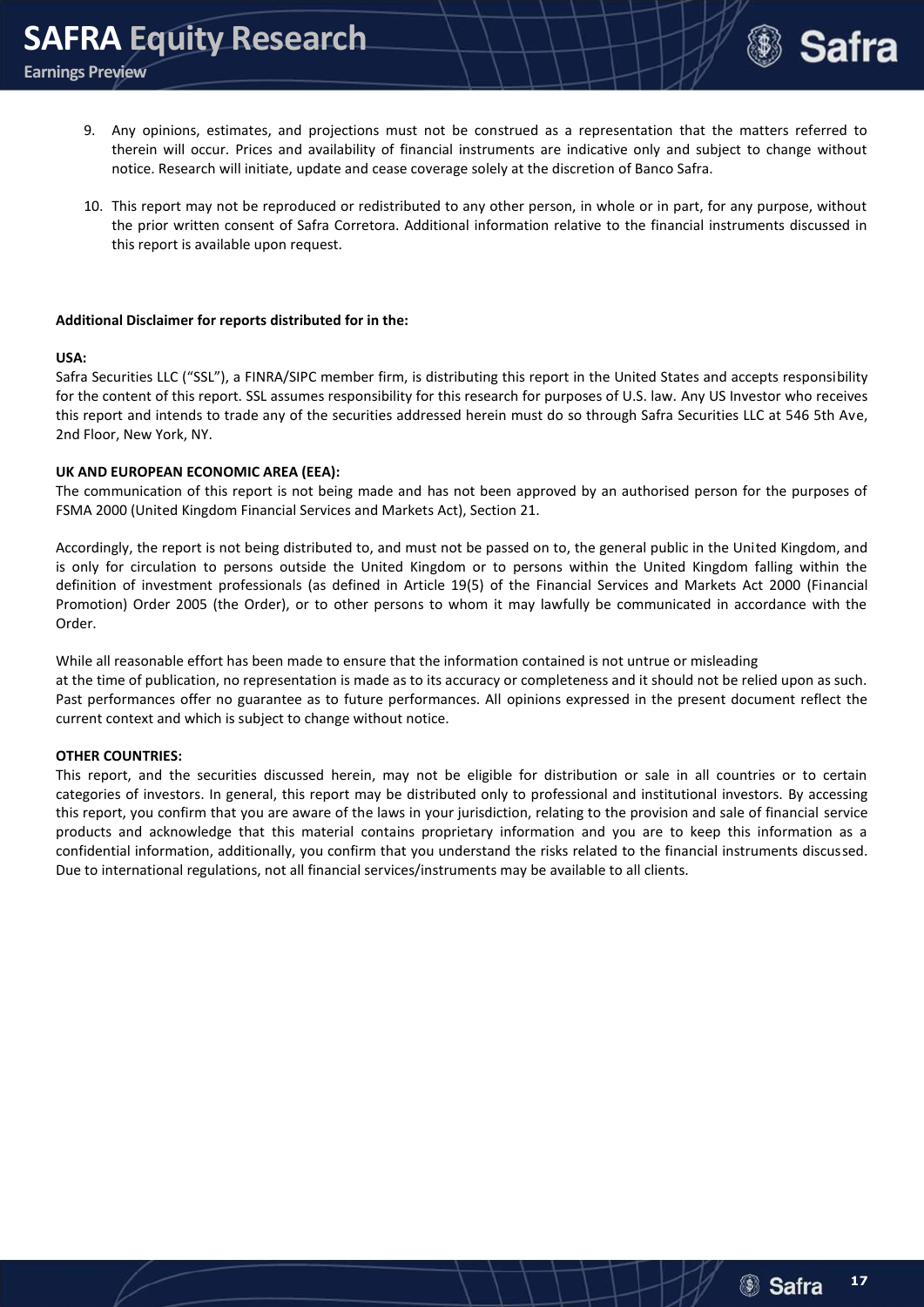9. Any opinions, estimates, and projections must not be construed as a representation that the matters referred to therein will occur. Prices and availability of financial instruments are indicative only and subject to change without notice. Research will initiate, update and cease coverage solely at the discretion of Banco Safra.

10. This report may not be reproduced or redistributed to any other person, in whole or in part, for any purpose, without the prior written consent of Safra Corretora. Additional information relative to the financial instruments discussed in this report is available upon request.

**Additional Disclaimer for reports distributed for in the:**

**USA:**
Safra Securities LLC ("SSL"), a FINRA/SIPC member firm, is distributing this report in the United States and accepts responsibility for the content of this report. SSL assumes responsibility for this research for purposes of U.S. law. Any US Investor who receives this report and intends to trade any of the securities addressed herein must do so through Safra Securities LLC at 546 5th Ave, 2nd Floor, New York, NY.

**UK AND EUROPEAN ECONOMIC AREA (EEA):**
The communication of this report is not being made and has not been approved by an authorised person for the purposes of FSMA 2000 (United Kingdom Financial Services and Markets Act), Section 21.

Accordingly, the report is not being distributed to, and must not be passed on to, the general public in the United Kingdom, and is only for circulation to persons outside the United Kingdom or to persons within the United Kingdom falling within the definition of investment professionals (as defined in Article 19(5) of the Financial Services and Markets Act 2000 (Financial Promotion) Order 2005 (the Order), or to other persons to whom it may lawfully be communicated in accordance with the Order.

While all reasonable effort has been made to ensure that the information contained is not untrue or misleading at the time of publication, no representation is made as to its accuracy or completeness and it should not be relied upon as such. Past performances offer no guarantee as to future performances. All opinions expressed in the present document reflect the current context and which is subject to change without notice.

**OTHER COUNTRIES:**
This report, and the securities discussed herein, may not be eligible for distribution or sale in all countries or to certain categories of investors. In general, this report may be distributed only to professional and institutional investors. By accessing this report, you confirm that you are aware of the laws in your jurisdiction, relating to the provision and sale of financial service products and acknowledge that this material contains proprietary information and you are to keep this information as a confidential information, additionally, you confirm that you understand the risks related to the financial instruments discussed. Due to international regulations, not all financial services/instruments may be available to all clients.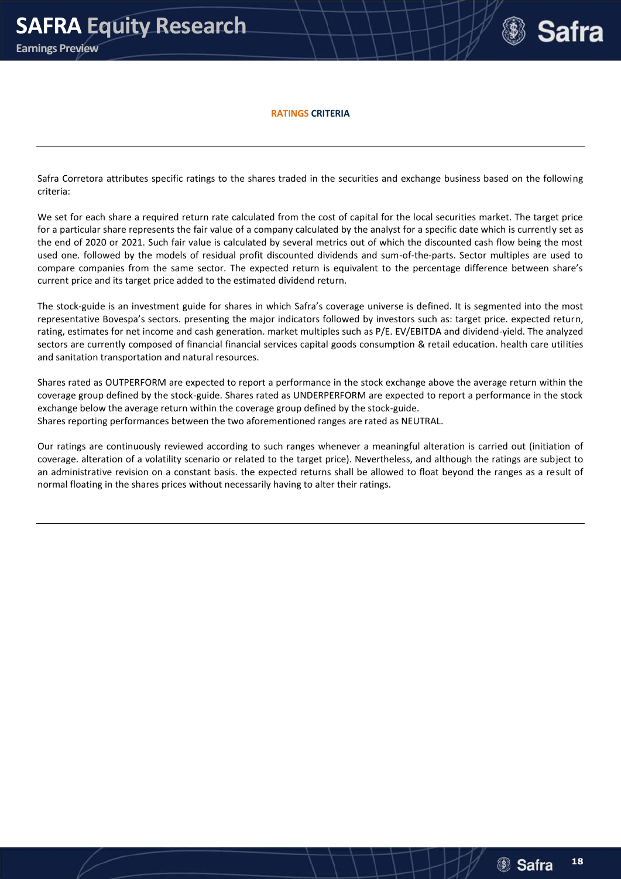## RATINGS CRITERIA

Safra Corretora attributes specific ratings to the shares traded in the securities and exchange business based on the following criteria:

We set for each share a required return rate calculated from the cost of capital for the local securities market. The target price for a particular share represents the fair value of a company calculated by the analyst for a specific date which is currently set as the end of 2020 or 2021. Such fair value is calculated by several metrics out of which the discounted cash flow being the most used one. followed by the models of residual profit discounted dividends and sum-of-the-parts. Sector multiples are used to compare companies from the same sector. The expected return is equivalent to the percentage difference between share's current price and its target price added to the estimated dividend return.

The stock-guide is an investment guide for shares in which Safra's coverage universe is defined. It is segmented into the most representative Bovespa's sectors. presenting the major indicators followed by investors such as: target price. expected return, rating, estimates for net income and cash generation. market multiples such as P/E. EV/EBITDA and dividend-yield. The analyzed sectors are currently composed of financial financial services capital goods consumption & retail education. health care utilities and sanitation transportation and natural resources.

Shares rated as OUTPERFORM are expected to report a performance in the stock exchange above the average return within the coverage group defined by the stock-guide. Shares rated as UNDERPERFORM are expected to report a performance in the stock exchange below the average return within the coverage group defined by the stock-guide.
Shares reporting performances between the two aforementioned ranges are rated as NEUTRAL.

Our ratings are continuously reviewed according to such ranges whenever a meaningful alteration is carried out (initiation of coverage. alteration of a volatility scenario or related to the target price). Nevertheless, and although the ratings are subject to an administrative revision on a constant basis. the expected returns shall be allowed to float beyond the ranges as a result of normal floating in the shares prices without necessarily having to alter their ratings.